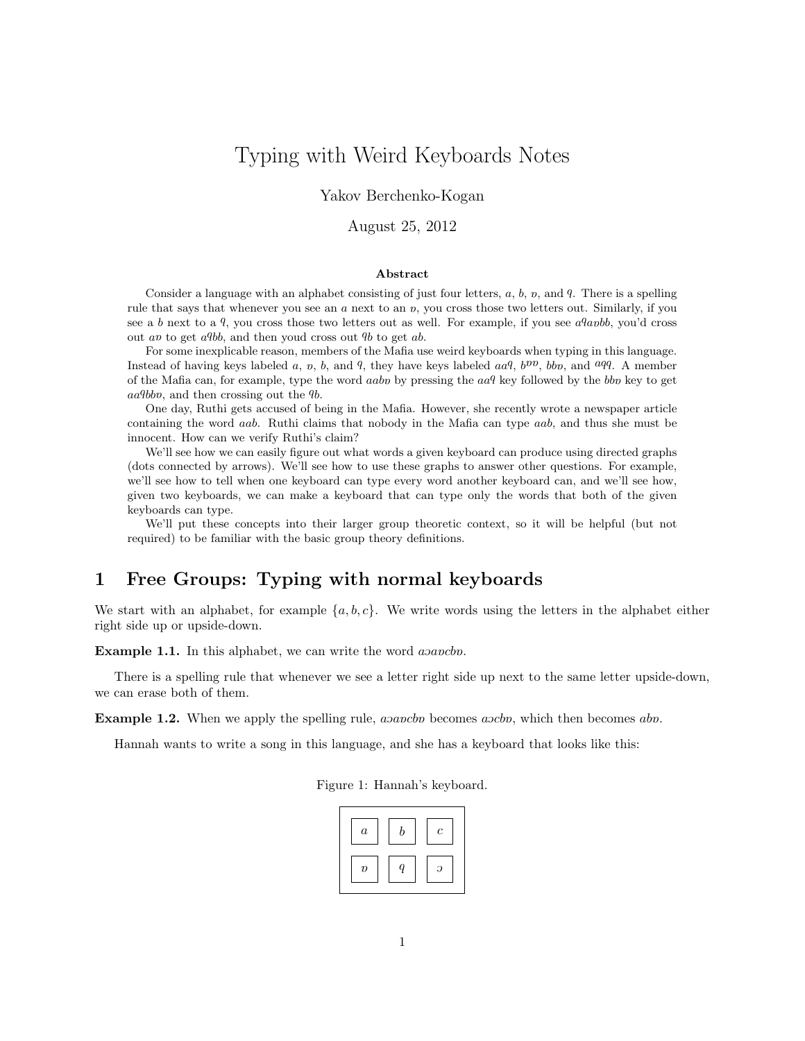# Typing with Weird Keyboards Notes

Yakov Berchenko-Kogan

August 25, 2012

**Abstract**

Consider a language with an alphabet consisting of just four letters, $a$, $b$, $ɒ$, and $ꟼ$. There is a spelling rule that says that whenever you see an $a$ next to an $ɒ$, you cross those two letters out. Similarly, if you see a $b$ next to a $ꟼ$, you cross those two letters out as well. For example, if you see $aꟼaɒbb$, you'd cross out $aɒ$ to get $aꟼbb$, and then youd cross out $ꟼb$ to get $ab$.

For some inexplicable reason, members of the Mafia use weird keyboards when typing in this language. Instead of having keys labeled $a$, $ɒ$, $b$, and $ꟼ$, they have keys labeled $aaꟼ$, $b^{ɒɒ}$, $bbɒ$, and $^{aꟼꟼ}$. A member of the Mafia can, for example, type the word $aabɒ$ by pressing the $aaꟼ$ key followed by the $bbɒ$ key to get $aaꟼbbɒ$, and then crossing out the $ꟼb$.

One day, Ruthi gets accused of being in the Mafia. However, she recently wrote a newspaper article containing the word $aab$. Ruthi claims that nobody in the Mafia can type $aab$, and thus she must be innocent. How can we verify Ruthi's claim?

We'll see how we can easily figure out what words a given keyboard can produce using directed graphs (dots connected by arrows). We'll see how to use these graphs to answer other questions. For example, we'll see how to tell when one keyboard can type every word another keyboard can, and we'll see how, given two keyboards, we can make a keyboard that can type only the words that both of the given keyboards can type.

We'll put these concepts into their larger group theoretic context, so it will be helpful (but not required) to be familiar with the basic group theory definitions.

## 1 Free Groups: Typing with normal keyboards

We start with an alphabet, for example $\{a, b, c\}$. We write words using the letters in the alphabet either right side up or upside-down.

**Example 1.1.** In this alphabet, we can write the word $aɔaɒcbɒ$.

There is a spelling rule that whenever we see a letter right side up next to the same letter upside-down, we can erase both of them.

**Example 1.2.** When we apply the spelling rule, $aɔaɒcbɒ$ becomes $aɔcbɒ$, which then becomes $abɒ$.

Hannah wants to write a song in this language, and she has a keyboard that looks like this:

Figure 1: Hannah's keyboard.

| $a$ | $b$ | $c$ |
|---|---|---|
| $ɒ$ | $ꟼ$ | $ɔ$ |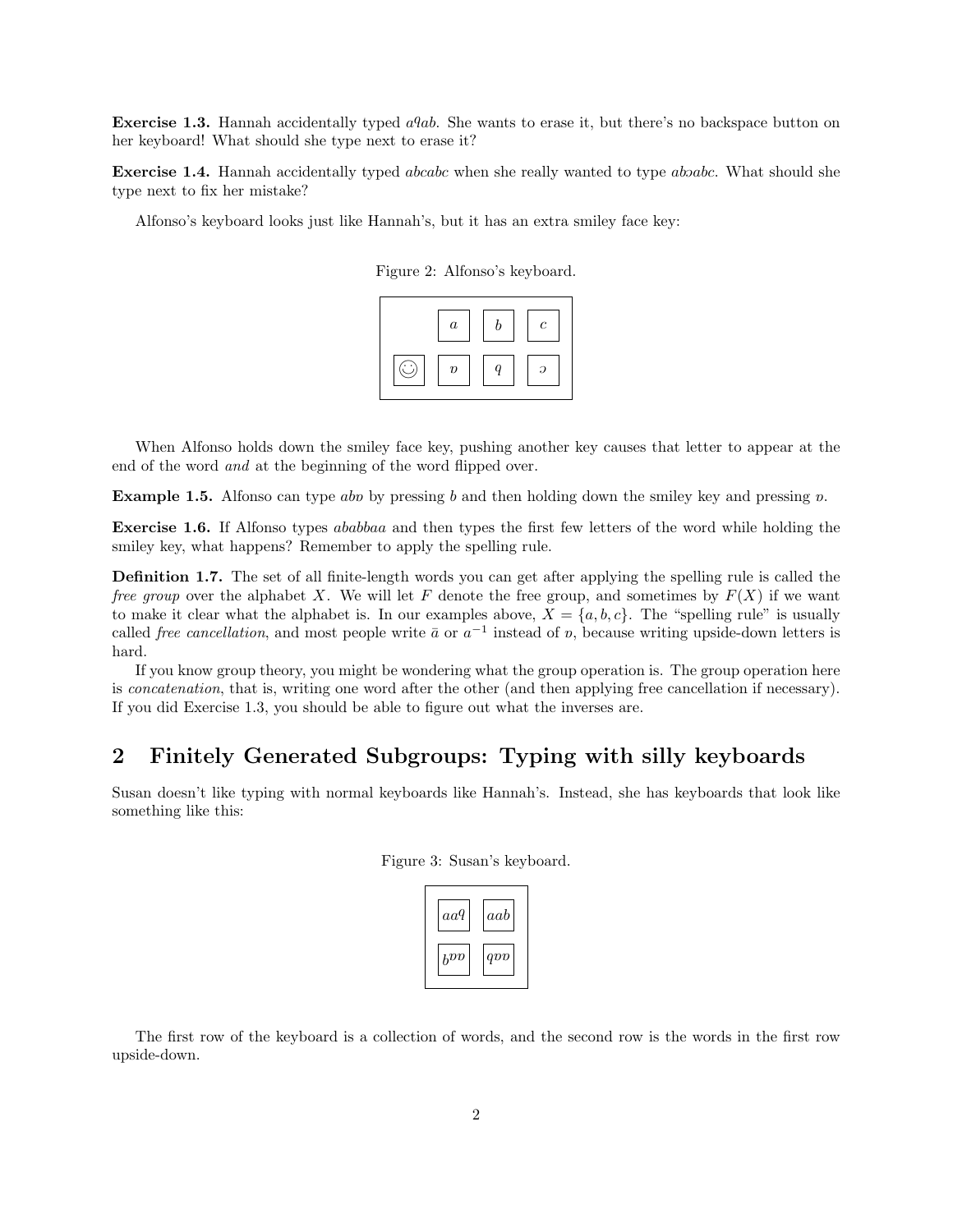**Exercise 1.3.** Hannah accidentally typed $a$ꟼ$ab$. She wants to erase it, but there's no backspace button on her keyboard! What should she type next to erase it?

**Exercise 1.4.** Hannah accidentally typed *abcabc* when she really wanted to type *ab*ɔ*abc*. What should she type next to fix her mistake?

Alfonso's keyboard looks just like Hannah's, but it has an extra smiley face key:

Figure 2: Alfonso's keyboard.

| | $a$ | $b$ | $c$ |
|---|---|---|---|
| ☺ | ɒ | ꟼ | ɔ |

When Alfonso holds down the smiley face key, pushing another key causes that letter to appear at the end of the word *and* at the beginning of the word flipped over.

**Example 1.5.** Alfonso can type *ab*ɒ by pressing $b$ and then holding down the smiley key and pressing ɒ.

**Exercise 1.6.** If Alfonso types *ababbaa* and then types the first few letters of the word while holding the smiley key, what happens? Remember to apply the spelling rule.

**Definition 1.7.** The set of all finite-length words you can get after applying the spelling rule is called the *free group* over the alphabet $X$. We will let $F$ denote the free group, and sometimes by $F(X)$ if we want to make it clear what the alphabet is. In our examples above, $X = \{a, b, c\}$. The "spelling rule" is usually called *free cancellation*, and most people write $\bar{a}$ or $a^{-1}$ instead of ɒ, because writing upside-down letters is hard.

If you know group theory, you might be wondering what the group operation is. The group operation here is *concatenation*, that is, writing one word after the other (and then applying free cancellation if necessary). If you did Exercise 1.3, you should be able to figure out what the inverses are.

## 2 Finitely Generated Subgroups: Typing with silly keyboards

Susan doesn't like typing with normal keyboards like Hannah's. Instead, she has keyboards that look like something like this:

Figure 3: Susan's keyboard.

| | |
|---|---|
| $aa$ꟼ | $aab$ |
| $b$ɒɒ | ꟼɒɒ |

The first row of the keyboard is a collection of words, and the second row is the words in the first row upside-down.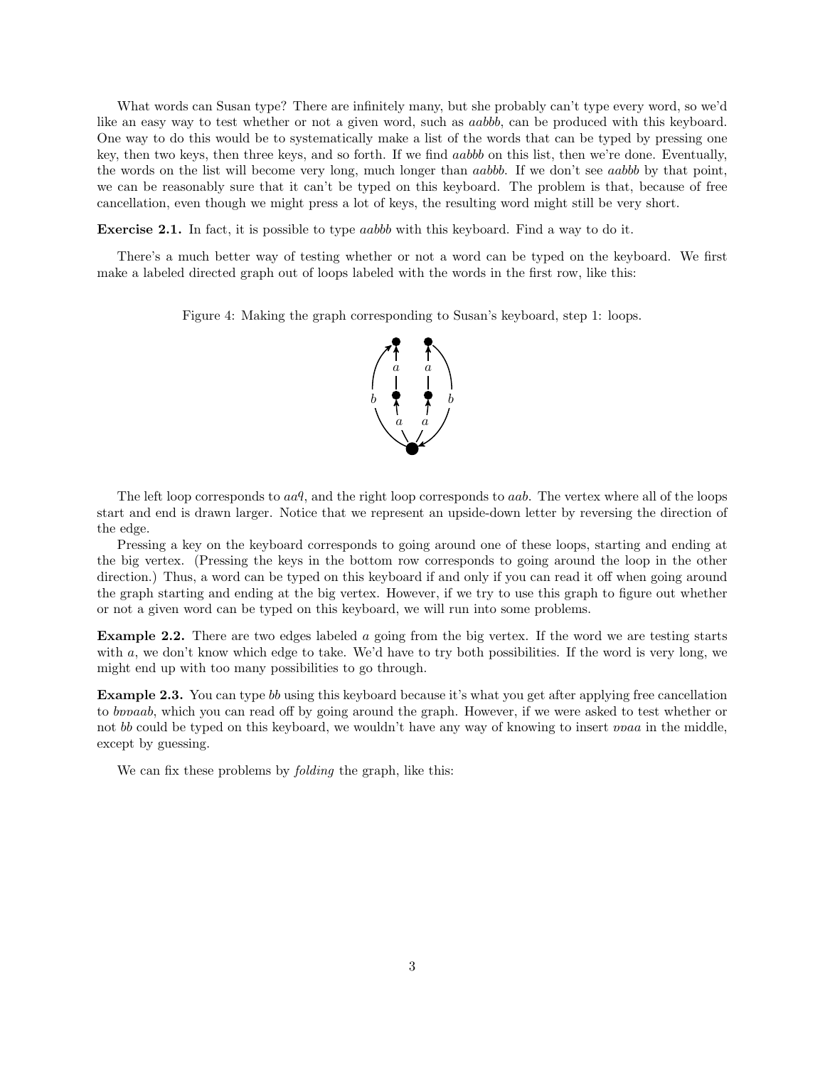What words can Susan type? There are infinitely many, but she probably can't type every word, so we'd like an easy way to test whether or not a given word, such as *aabbb*, can be produced with this keyboard. One way to do this would be to systematically make a list of the words that can be typed by pressing one key, then two keys, then three keys, and so forth. If we find *aabbb* on this list, then we're done. Eventually, the words on the list will become very long, much longer than *aabbb*. If we don't see *aabbb* by that point, we can be reasonably sure that it can't be typed on this keyboard. The problem is that, because of free cancellation, even though we might press a lot of keys, the resulting word might still be very short.

**Exercise 2.1.** In fact, it is possible to type *aabbb* with this keyboard. Find a way to do it.

There's a much better way of testing whether or not a word can be typed on the keyboard. We first make a labeled directed graph out of loops labeled with the words in the first row, like this:

Figure 4: Making the graph corresponding to Susan's keyboard, step 1: loops.

The left loop corresponds to *aaq*, and the right loop corresponds to *aab*. The vertex where all of the loops start and end is drawn larger. Notice that we represent an upside-down letter by reversing the direction of the edge.

Pressing a key on the keyboard corresponds to going around one of these loops, starting and ending at the big vertex. (Pressing the keys in the bottom row corresponds to going around the loop in the other direction.) Thus, a word can be typed on this keyboard if and only if you can read it off when going around the graph starting and ending at the big vertex. However, if we try to use this graph to figure out whether or not a given word can be typed on this keyboard, we will run into some problems.

**Example 2.2.** There are two edges labeled *a* going from the big vertex. If the word we are testing starts with *a*, we don't know which edge to take. We'd have to try both possibilities. If the word is very long, we might end up with too many possibilities to go through.

**Example 2.3.** You can type *bb* using this keyboard because it's what you get after applying free cancellation to *bɐɐaab*, which you can read off by going around the graph. However, if we were asked to test whether or not *bb* could be typed on this keyboard, we wouldn't have any way of knowing to insert *ɐɐaa* in the middle, except by guessing.

We can fix these problems by *folding* the graph, like this: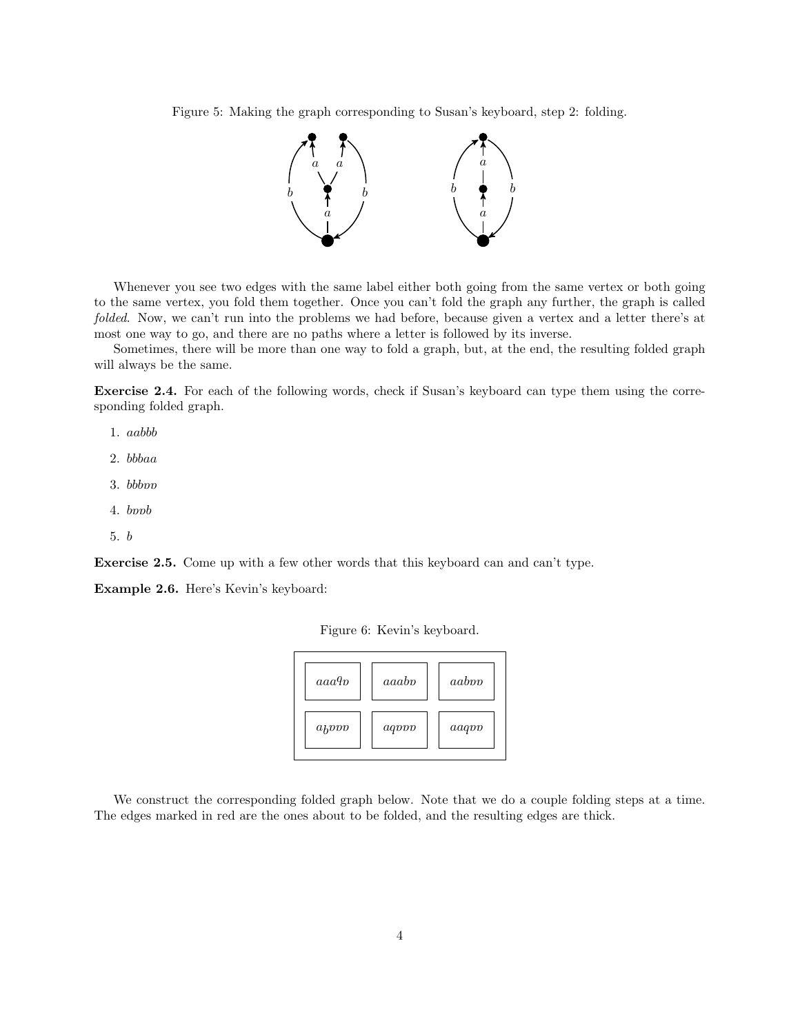Figure 5: Making the graph corresponding to Susan's keyboard, step 2: folding.

Whenever you see two edges with the same label either both going from the same vertex or both going to the same vertex, you fold them together. Once you can't fold the graph any further, the graph is called *folded*. Now, we can't run into the problems we had before, because given a vertex and a letter there's at most one way to go, and there are no paths where a letter is followed by its inverse.

Sometimes, there will be more than one way to fold a graph, but, at the end, the resulting folded graph will always be the same.

**Exercise 2.4.** For each of the following words, check if Susan's keyboard can type them using the corresponding folded graph.

1. *aabbb*
2. *bbbaa*
3. *bbbɐɐ*
4. *bɐɐb*
5. *b*

**Exercise 2.5.** Come up with a few other words that this keyboard can and can't type.

**Example 2.6.** Here's Kevin's keyboard:

Figure 6: Kevin's keyboard.

| | | |
|---|---|---|
| *aaaqɐ* | *aaabɐ* | *aabɐɐ* |
| *aqɐɐɐ* | *aqɐɐɐ* | *aaqɐɐ* |

We construct the corresponding folded graph below. Note that we do a couple folding steps at a time. The edges marked in red are the ones about to be folded, and the resulting edges are thick.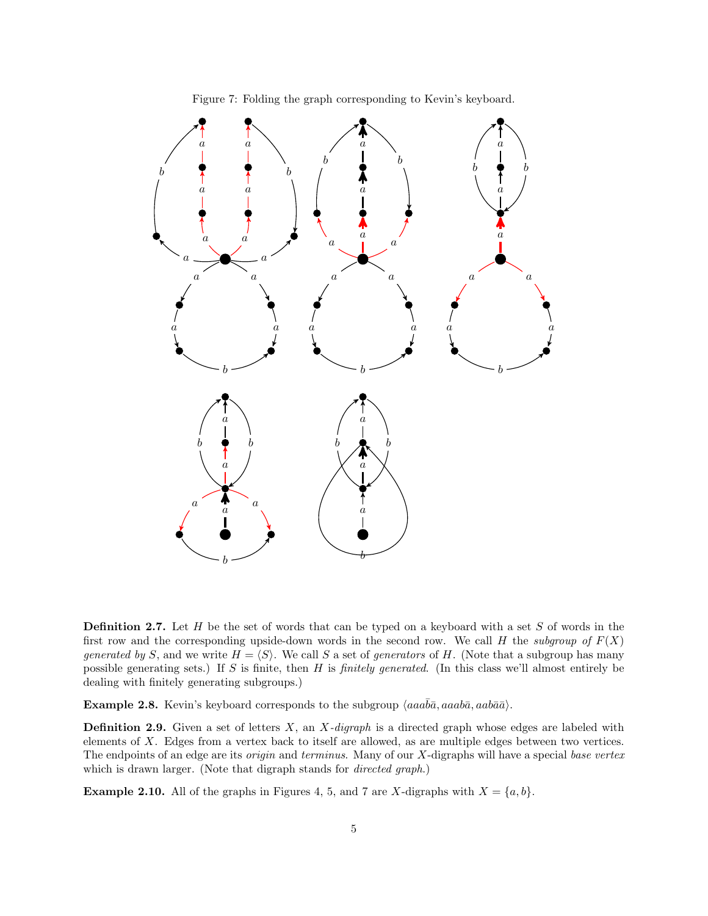Figure 7: Folding the graph corresponding to Kevin's keyboard.

**Definition 2.7.** Let $H$ be the set of words that can be typed on a keyboard with a set $S$ of words in the first row and the corresponding upside-down words in the second row. We call $H$ the *subgroup of* $F(X)$ *generated by* $S$, and we write $H = \langle S \rangle$. We call $S$ a set of *generators* of $H$. (Note that a subgroup has many possible generating sets.) If $S$ is finite, then $H$ is *finitely generated*. (In this class we'll almost entirely be dealing with finitely generating subgroups.)

**Example 2.8.** Kevin's keyboard corresponds to the subgroup $\langle aaa\bar{b}\bar{a}, aaab\bar{a}, aab\bar{a}\bar{a} \rangle$.

**Definition 2.9.** Given a set of letters $X$, an *X-digraph* is a directed graph whose edges are labeled with elements of $X$. Edges from a vertex back to itself are allowed, as are multiple edges between two vertices. The endpoints of an edge are its *origin* and *terminus*. Many of our $X$-digraphs will have a special *base vertex* which is drawn larger. (Note that digraph stands for *directed graph*.)

**Example 2.10.** All of the graphs in Figures 4, 5, and 7 are $X$-digraphs with $X = \{a, b\}$.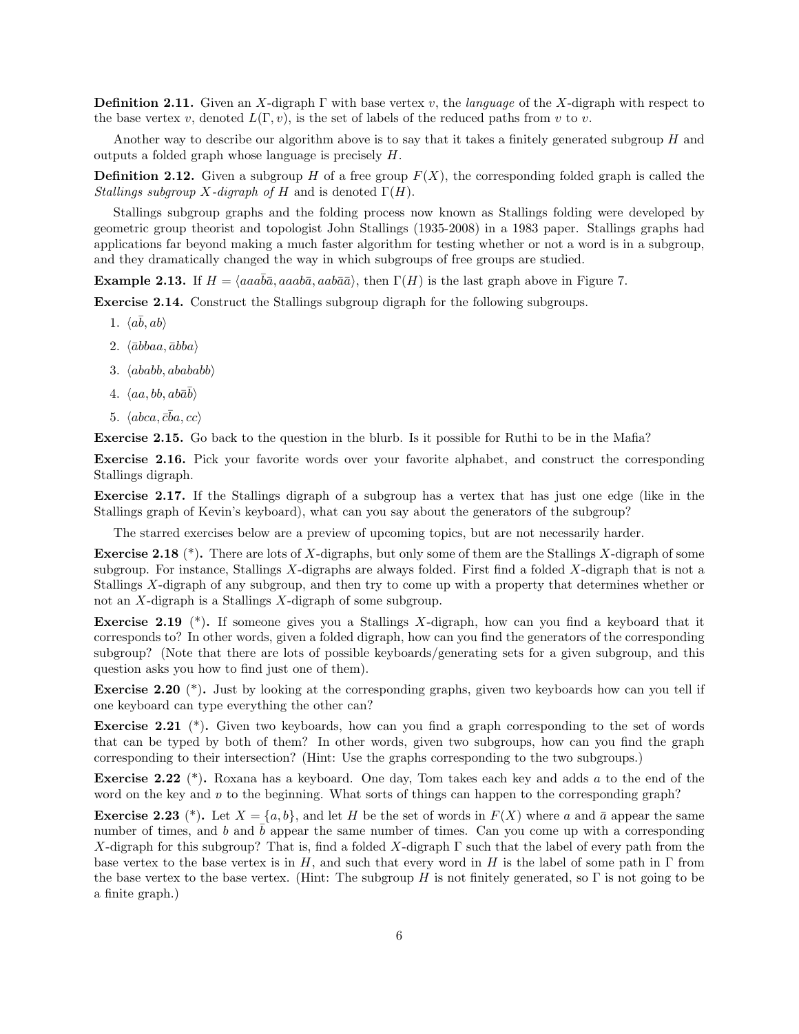**Definition 2.11.** Given an $X$-digraph $\Gamma$ with base vertex $v$, the *language* of the $X$-digraph with respect to the base vertex $v$, denoted $L(\Gamma, v)$, is the set of labels of the reduced paths from $v$ to $v$.

Another way to describe our algorithm above is to say that it takes a finitely generated subgroup $H$ and outputs a folded graph whose language is precisely $H$.

**Definition 2.12.** Given a subgroup $H$ of a free group $F(X)$, the corresponding folded graph is called the *Stallings subgroup $X$-digraph of $H$* and is denoted $\Gamma(H)$.

Stallings subgroup graphs and the folding process now known as Stallings folding were developed by geometric group theorist and topologist John Stallings (1935-2008) in a 1983 paper. Stallings graphs had applications far beyond making a much faster algorithm for testing whether or not a word is in a subgroup, and they dramatically changed the way in which subgroups of free groups are studied.

**Example 2.13.** If $H = \langle aaa\bar{b}\bar{a}, aaab\bar{a}, aab\bar{a}\bar{a}\rangle$, then $\Gamma(H)$ is the last graph above in Figure 7.

**Exercise 2.14.** Construct the Stallings subgroup digraph for the following subgroups.

1. $\langle a\bar{b}, ab\rangle$
2. $\langle \bar{a}bbaa, \bar{a}bba\rangle$
3. $\langle ababb, abababb\rangle$
4. $\langle aa, bb, ab\bar{a}\bar{b}\rangle$
5. $\langle abca, \bar{c}\bar{b}a, cc\rangle$

**Exercise 2.15.** Go back to the question in the blurb. Is it possible for Ruthi to be in the Mafia?

**Exercise 2.16.** Pick your favorite words over your favorite alphabet, and construct the corresponding Stallings digraph.

**Exercise 2.17.** If the Stallings digraph of a subgroup has a vertex that has just one edge (like in the Stallings graph of Kevin's keyboard), what can you say about the generators of the subgroup?

The starred exercises below are a preview of upcoming topics, but are not necessarily harder.

**Exercise 2.18 (\*).** There are lots of $X$-digraphs, but only some of them are the Stallings $X$-digraph of some subgroup. For instance, Stallings $X$-digraphs are always folded. First find a folded $X$-digraph that is not a Stallings $X$-digraph of any subgroup, and then try to come up with a property that determines whether or not an $X$-digraph is a Stallings $X$-digraph of some subgroup.

**Exercise 2.19 (\*).** If someone gives you a Stallings $X$-digraph, how can you find a keyboard that it corresponds to? In other words, given a folded digraph, how can you find the generators of the corresponding subgroup? (Note that there are lots of possible keyboards/generating sets for a given subgroup, and this question asks you how to find just one of them).

**Exercise 2.20 (\*).** Just by looking at the corresponding graphs, given two keyboards how can you tell if one keyboard can type everything the other can?

**Exercise 2.21 (\*).** Given two keyboards, how can you find a graph corresponding to the set of words that can be typed by both of them? In other words, given two subgroups, how can you find the graph corresponding to their intersection? (Hint: Use the graphs corresponding to the two subgroups.)

**Exercise 2.22 (\*).** Roxana has a keyboard. One day, Tom takes each key and adds $a$ to the end of the word on the key and $\bar{a}$ to the beginning. What sorts of things can happen to the corresponding graph?

**Exercise 2.23 (\*).** Let $X = \{a, b\}$, and let $H$ be the set of words in $F(X)$ where $a$ and $\bar{a}$ appear the same number of times, and $b$ and $\bar{b}$ appear the same number of times. Can you come up with a corresponding $X$-digraph for this subgroup? That is, find a folded $X$-digraph $\Gamma$ such that the label of every path from the base vertex to the base vertex is in $H$, and such that every word in $H$ is the label of some path in $\Gamma$ from the base vertex to the base vertex. (Hint: The subgroup $H$ is not finitely generated, so $\Gamma$ is not going to be a finite graph.)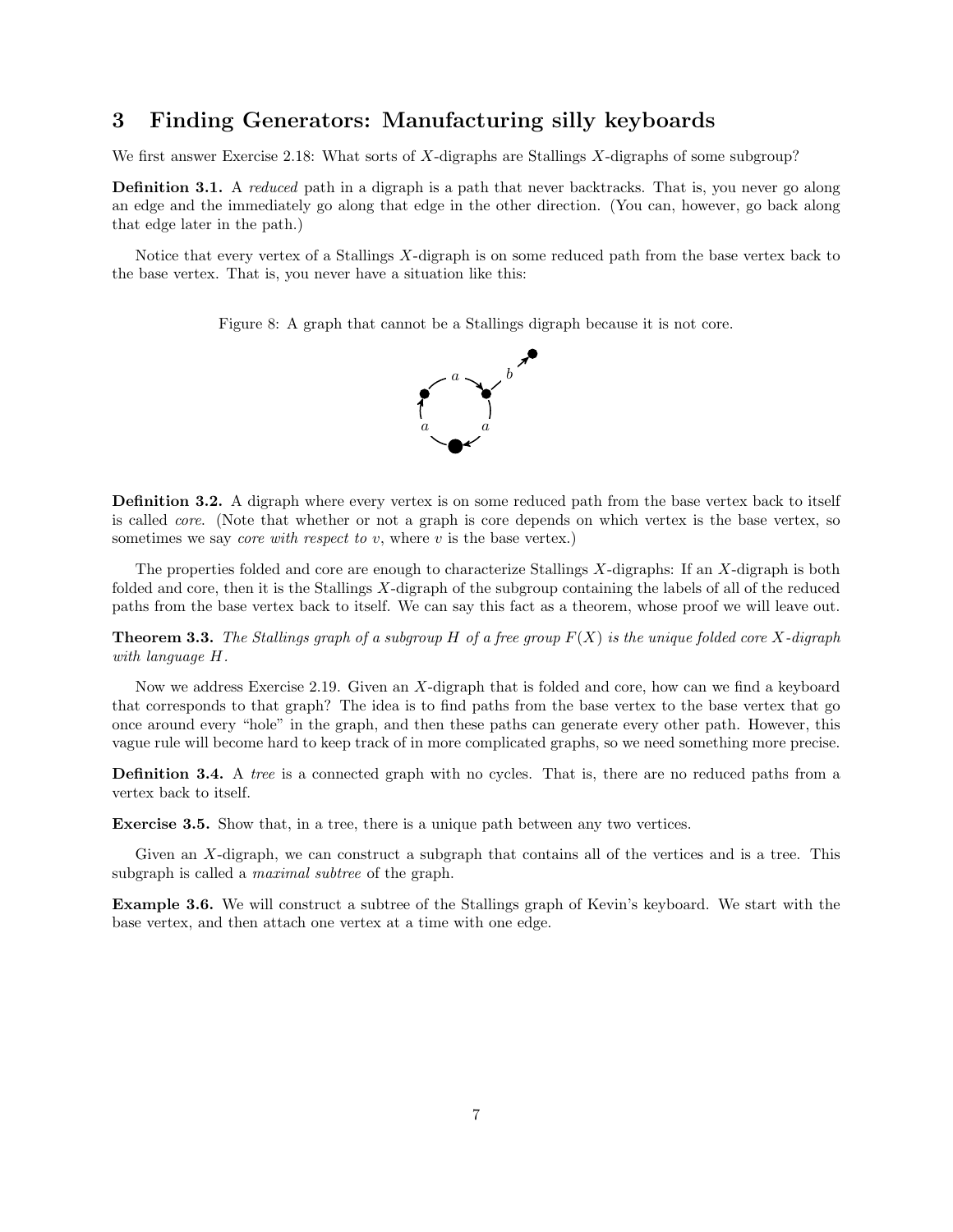## 3 Finding Generators: Manufacturing silly keyboards

We first answer Exercise 2.18: What sorts of $X$-digraphs are Stallings $X$-digraphs of some subgroup?

**Definition 3.1.** A *reduced* path in a digraph is a path that never backtracks. That is, you never go along an edge and the immediately go along that edge in the other direction. (You can, however, go back along that edge later in the path.)

Notice that every vertex of a Stallings $X$-digraph is on some reduced path from the base vertex back to the base vertex. That is, you never have a situation like this:

Figure 8: A graph that cannot be a Stallings digraph because it is not core.

**Definition 3.2.** A digraph where every vertex is on some reduced path from the base vertex back to itself is called *core*. (Note that whether or not a graph is core depends on which vertex is the base vertex, so sometimes we say *core with respect to* $v$, where $v$ is the base vertex.)

The properties folded and core are enough to characterize Stallings $X$-digraphs: If an $X$-digraph is both folded and core, then it is the Stallings $X$-digraph of the subgroup containing the labels of all of the reduced paths from the base vertex back to itself. We can say this fact as a theorem, whose proof we will leave out.

**Theorem 3.3.** *The Stallings graph of a subgroup $H$ of a free group $F(X)$ is the unique folded core $X$-digraph with language $H$.*

Now we address Exercise 2.19. Given an $X$-digraph that is folded and core, how can we find a keyboard that corresponds to that graph? The idea is to find paths from the base vertex to the base vertex that go once around every "hole" in the graph, and then these paths can generate every other path. However, this vague rule will become hard to keep track of in more complicated graphs, so we need something more precise.

**Definition 3.4.** A *tree* is a connected graph with no cycles. That is, there are no reduced paths from a vertex back to itself.

**Exercise 3.5.** Show that, in a tree, there is a unique path between any two vertices.

Given an $X$-digraph, we can construct a subgraph that contains all of the vertices and is a tree. This subgraph is called a *maximal subtree* of the graph.

**Example 3.6.** We will construct a subtree of the Stallings graph of Kevin's keyboard. We start with the base vertex, and then attach one vertex at a time with one edge.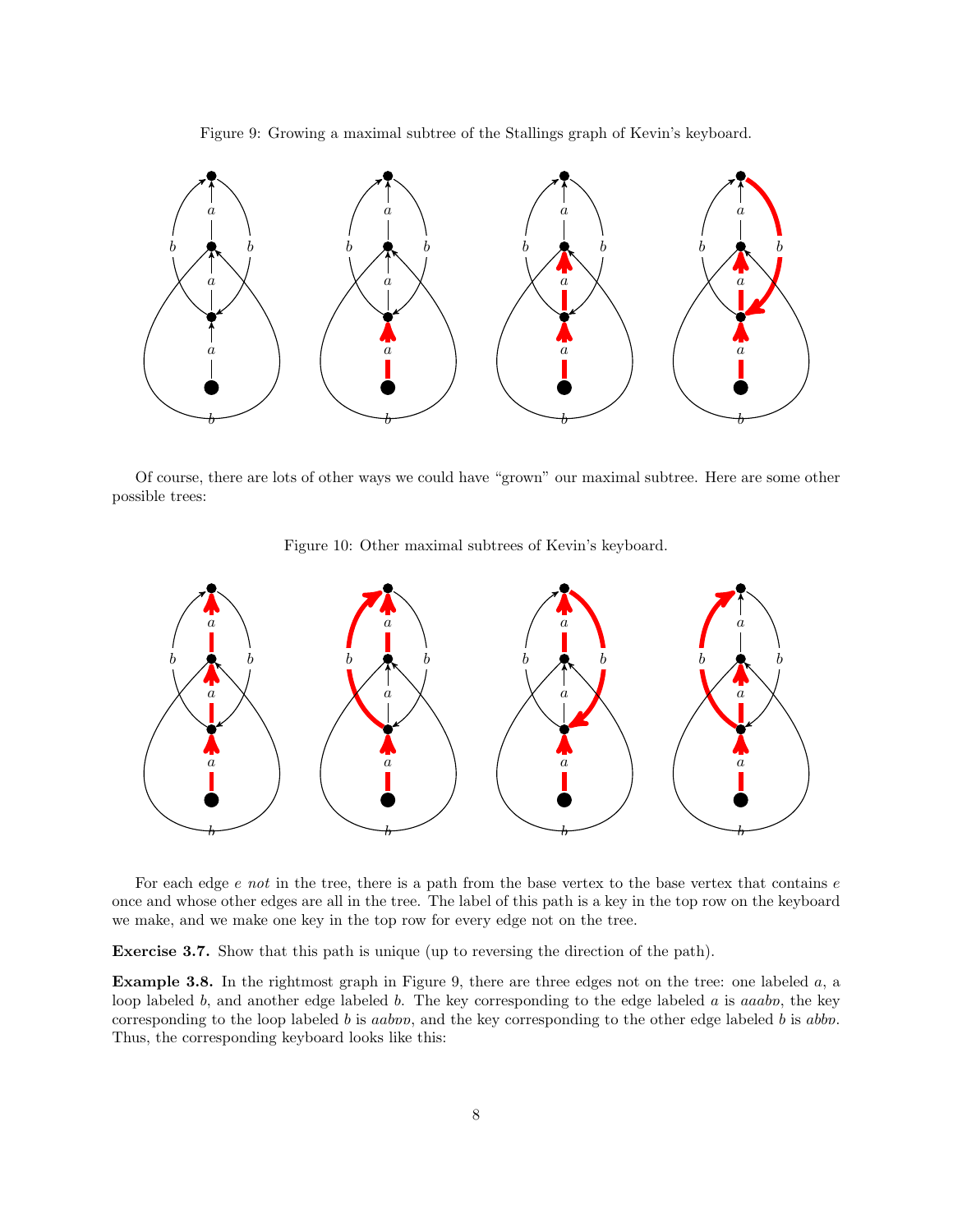Figure 9: Growing a maximal subtree of the Stallings graph of Kevin's keyboard.

Of course, there are lots of other ways we could have "grown" our maximal subtree. Here are some other possible trees:

Figure 10: Other maximal subtrees of Kevin's keyboard.

For each edge $e$ *not* in the tree, there is a path from the base vertex to the base vertex that contains $e$ once and whose other edges are all in the tree. The label of this path is a key in the top row on the keyboard we make, and we make one key in the top row for every edge not on the tree.

**Exercise 3.7.** Show that this path is unique (up to reversing the direction of the path).

**Example 3.8.** In the rightmost graph in Figure 9, there are three edges not on the tree: one labeled $a$, a loop labeled $b$, and another edge labeled $b$. The key corresponding to the edge labeled $a$ is $aaab\mathfrak{v}$, the key corresponding to the loop labeled $b$ is $aab\mathfrak{v}\mathfrak{v}$, and the key corresponding to the other edge labeled $b$ is $abb\mathfrak{v}$. Thus, the corresponding keyboard looks like this: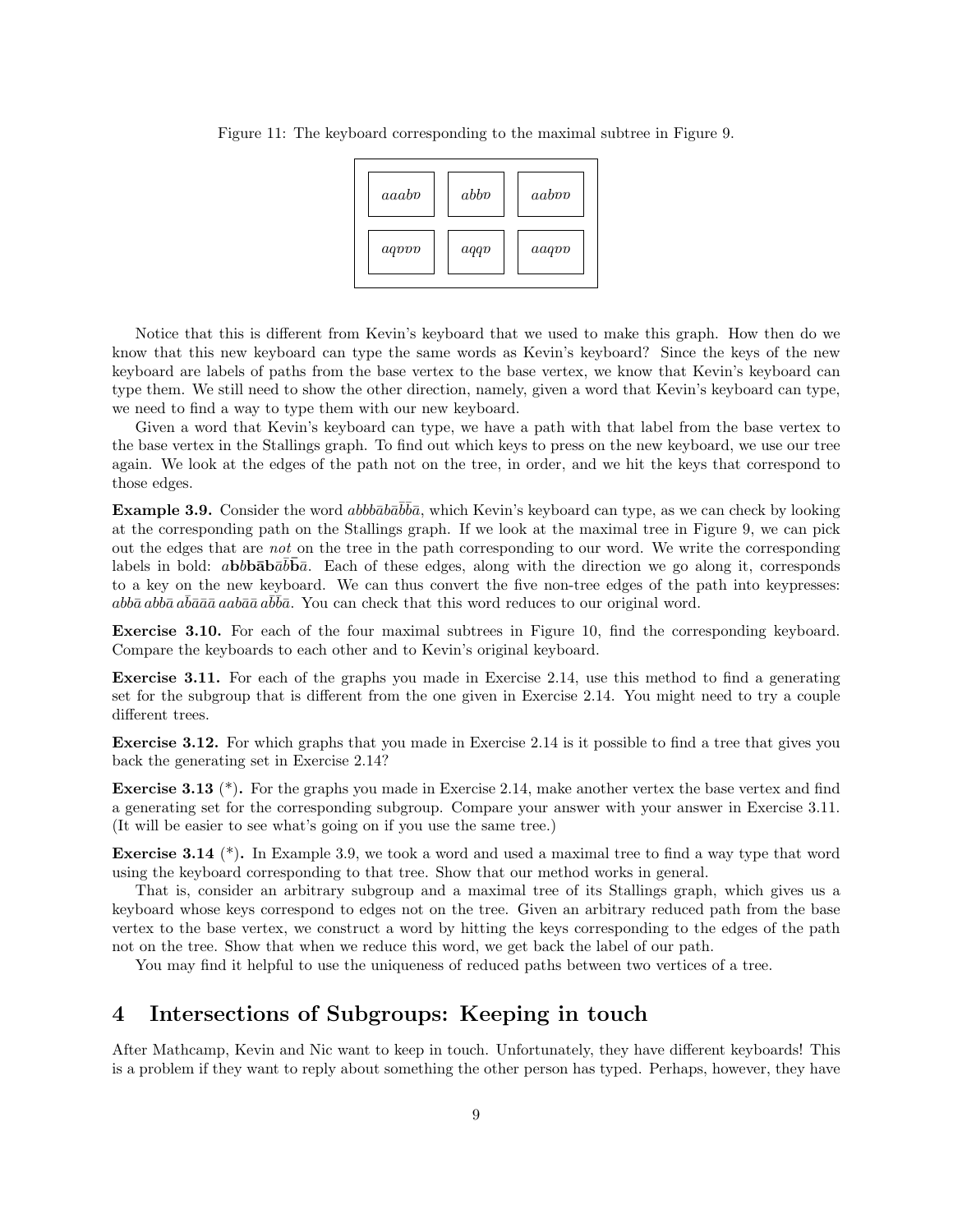Figure 11: The keyboard corresponding to the maximal subtree in Figure 9.

| | | |
|---|---|---|
| $aaab\bar{a}$ | $abb\bar{a}$ | $aab\bar{a}\bar{a}$ |
| $a\bar{b}\bar{a}\bar{a}\bar{a}$ | $a\bar{b}\bar{b}\bar{a}$ | $aa\bar{b}\bar{a}\bar{a}$ |

Notice that this is different from Kevin's keyboard that we used to make this graph. How then do we know that this new keyboard can type the same words as Kevin's keyboard? Since the keys of the new keyboard are labels of paths from the base vertex to the base vertex, we know that Kevin's keyboard can type them. We still need to show the other direction, namely, given a word that Kevin's keyboard can type, we need to find a way to type them with our new keyboard.

Given a word that Kevin's keyboard can type, we have a path with that label from the base vertex to the base vertex in the Stallings graph. To find out which keys to press on the new keyboard, we use our tree again. We look at the edges of the path not on the tree, in order, and we hit the keys that correspond to those edges.

**Example 3.9.** Consider the word $abbb\bar{a}b\bar{a}\bar{b}\bar{b}\bar{a}$, which Kevin's keyboard can type, as we can check by looking at the corresponding path on the Stallings graph. If we look at the maximal tree in Figure 9, we can pick out the edges that are *not* on the tree in the path corresponding to our word. We write the corresponding labels in bold: $a\mathbf{b}b\mathbf{b}\bar{\mathbf{a}}\mathbf{b}\bar{a}\bar{b}\bar{\mathbf{b}}\bar{a}$. Each of these edges, along with the direction we go along it, corresponds to a key on the new keyboard. We can thus convert the five non-tree edges of the path into keypresses: $abb\bar{a}\; abb\bar{a}\; a\bar{b}\bar{a}\bar{a}\bar{a}\; aab\bar{a}\bar{a}\; a\bar{b}\bar{b}\bar{a}$. You can check that this word reduces to our original word.

**Exercise 3.10.** For each of the four maximal subtrees in Figure 10, find the corresponding keyboard. Compare the keyboards to each other and to Kevin's original keyboard.

**Exercise 3.11.** For each of the graphs you made in Exercise 2.14, use this method to find a generating set for the subgroup that is different from the one given in Exercise 2.14. You might need to try a couple different trees.

**Exercise 3.12.** For which graphs that you made in Exercise 2.14 is it possible to find a tree that gives you back the generating set in Exercise 2.14?

**Exercise 3.13** (*)**.** For the graphs you made in Exercise 2.14, make another vertex the base vertex and find a generating set for the corresponding subgroup. Compare your answer with your answer in Exercise 3.11. (It will be easier to see what's going on if you use the same tree.)

**Exercise 3.14** (*)**.** In Example 3.9, we took a word and used a maximal tree to find a way type that word using the keyboard corresponding to that tree. Show that our method works in general.

That is, consider an arbitrary subgroup and a maximal tree of its Stallings graph, which gives us a keyboard whose keys correspond to edges not on the tree. Given an arbitrary reduced path from the base vertex to the base vertex, we construct a word by hitting the keys corresponding to the edges of the path not on the tree. Show that when we reduce this word, we get back the label of our path.

You may find it helpful to use the uniqueness of reduced paths between two vertices of a tree.

# 4 Intersections of Subgroups: Keeping in touch

After Mathcamp, Kevin and Nic want to keep in touch. Unfortunately, they have different keyboards! This is a problem if they want to reply about something the other person has typed. Perhaps, however, they have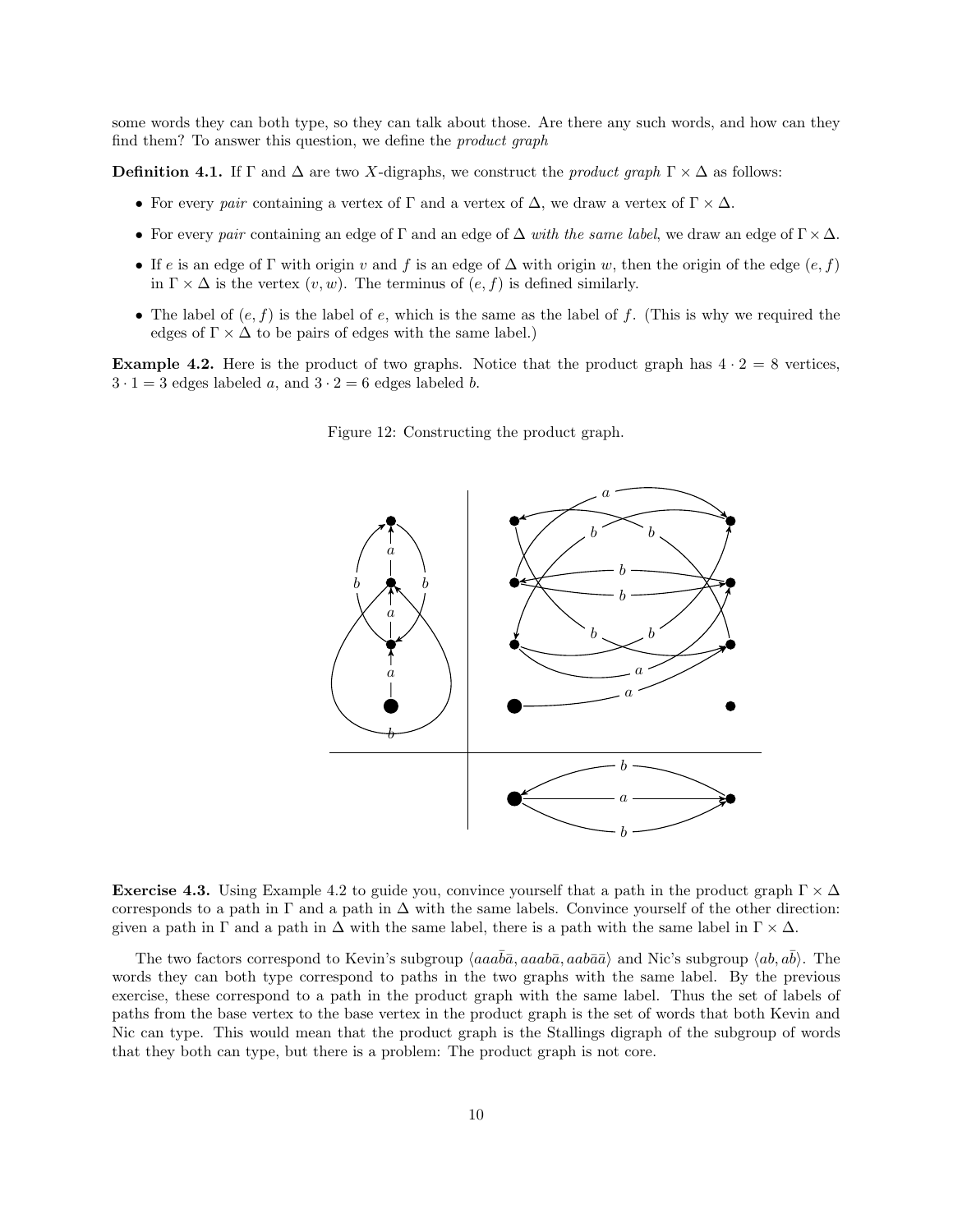some words they can both type, so they can talk about those. Are there any such words, and how can they find them? To answer this question, we define the *product graph*

**Definition 4.1.** If $\Gamma$ and $\Delta$ are two $X$-digraphs, we construct the *product graph* $\Gamma \times \Delta$ as follows:

- For every *pair* containing a vertex of $\Gamma$ and a vertex of $\Delta$, we draw a vertex of $\Gamma \times \Delta$.
- For every *pair* containing an edge of $\Gamma$ and an edge of $\Delta$ *with the same label*, we draw an edge of $\Gamma \times \Delta$.
- If $e$ is an edge of $\Gamma$ with origin $v$ and $f$ is an edge of $\Delta$ with origin $w$, then the origin of the edge $(e, f)$ in $\Gamma \times \Delta$ is the vertex $(v, w)$. The terminus of $(e, f)$ is defined similarly.
- The label of $(e, f)$ is the label of $e$, which is the same as the label of $f$. (This is why we required the edges of $\Gamma \times \Delta$ to be pairs of edges with the same label.)

**Example 4.2.** Here is the product of two graphs. Notice that the product graph has $4 \cdot 2 = 8$ vertices, $3 \cdot 1 = 3$ edges labeled $a$, and $3 \cdot 2 = 6$ edges labeled $b$.

Figure 12: Constructing the product graph.

**Exercise 4.3.** Using Example 4.2 to guide you, convince yourself that a path in the product graph $\Gamma \times \Delta$ corresponds to a path in $\Gamma$ and a path in $\Delta$ with the same labels. Convince yourself of the other direction: given a path in $\Gamma$ and a path in $\Delta$ with the same label, there is a path with the same label in $\Gamma \times \Delta$.

The two factors correspond to Kevin's subgroup $\langle aaa\bar{b}\bar{a}, aaab\bar{a}, aab\bar{a}\bar{a} \rangle$ and Nic's subgroup $\langle ab, a\bar{b} \rangle$. The words they can both type correspond to paths in the two graphs with the same label. By the previous exercise, these correspond to a path in the product graph with the same label. Thus the set of labels of paths from the base vertex to the base vertex in the product graph is the set of words that both Kevin and Nic can type. This would mean that the product graph is the Stallings digraph of the subgroup of words that they both can type, but there is a problem: The product graph is not core.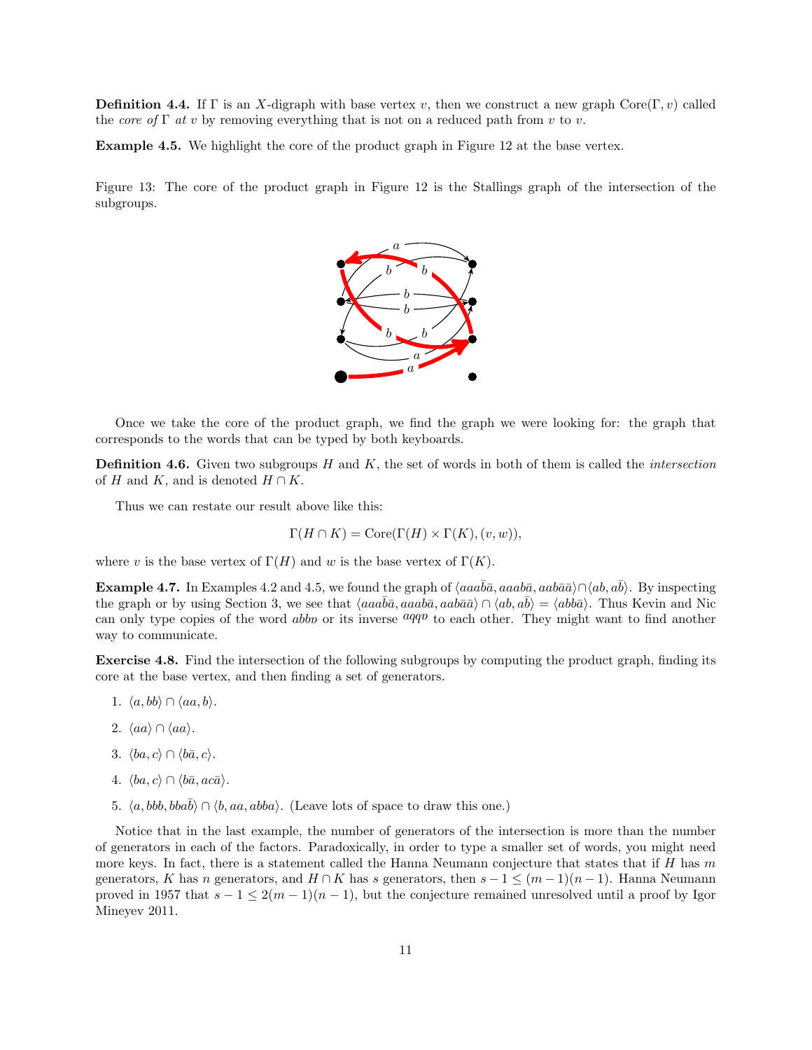**Definition 4.4.** If $\Gamma$ is an $X$-digraph with base vertex $v$, then we construct a new graph $\text{Core}(\Gamma, v)$ called the *core of* $\Gamma$ *at* $v$ by removing everything that is not on a reduced path from $v$ to $v$.

**Example 4.5.** We highlight the core of the product graph in Figure 12 at the base vertex.

Figure 13: The core of the product graph in Figure 12 is the Stallings graph of the intersection of the subgroups.

Once we take the core of the product graph, we find the graph we were looking for: the graph that corresponds to the words that can be typed by both keyboards.

**Definition 4.6.** Given two subgroups $H$ and $K$, the set of words in both of them is called the *intersection* of $H$ and $K$, and is denoted $H \cap K$.

Thus we can restate our result above like this:

$$\Gamma(H \cap K) = \text{Core}(\Gamma(H) \times \Gamma(K), (v, w)),$$

where $v$ is the base vertex of $\Gamma(H)$ and $w$ is the base vertex of $\Gamma(K)$.

**Example 4.7.** In Examples 4.2 and 4.5, we found the graph of $\langle aaa\bar{b}\bar{a}, aaab\bar{a}, aab\bar{a}\bar{a}\rangle \cap \langle ab, a\bar{b}\rangle$. By inspecting the graph or by using Section 3, we see that $\langle aaa\bar{b}\bar{a}, aaab\bar{a}, aab\bar{a}\bar{a}\rangle \cap \langle ab, a\bar{b}\rangle = \langle abb\bar{a}\rangle$. Thus Kevin and Nic can only type copies of the word *abbɒ* or its inverse *ɒqqɐ* to each other. They might want to find another way to communicate.

**Exercise 4.8.** Find the intersection of the following subgroups by computing the product graph, finding its core at the base vertex, and then finding a set of generators.

1. $\langle a, bb\rangle \cap \langle aa, b\rangle$.
2. $\langle aa\rangle \cap \langle aa\rangle$.
3. $\langle ba, c\rangle \cap \langle b\bar{a}, c\rangle$.
4. $\langle ba, c\rangle \cap \langle b\bar{a}, ac\bar{a}\rangle$.
5. $\langle a, bbb, bba\bar{b}\rangle \cap \langle b, aa, abba\rangle$. (Leave lots of space to draw this one.)

Notice that in the last example, the number of generators of the intersection is more than the number of generators in each of the factors. Paradoxically, in order to type a smaller set of words, you might need more keys. In fact, there is a statement called the Hanna Neumann conjecture that states that if $H$ has $m$ generators, $K$ has $n$ generators, and $H \cap K$ has $s$ generators, then $s - 1 \leq (m - 1)(n - 1)$. Hanna Neumann proved in 1957 that $s - 1 \leq 2(m - 1)(n - 1)$, but the conjecture remained unresolved until a proof by Igor Mineyev 2011.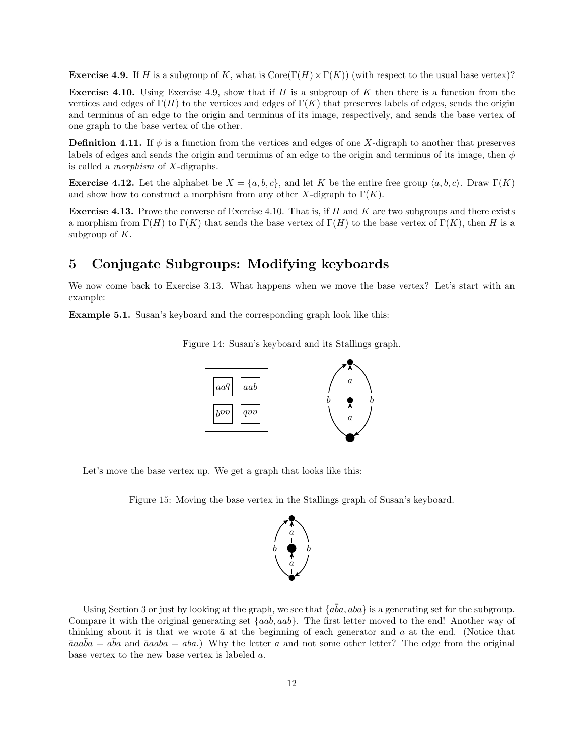**Exercise 4.9.** If $H$ is a subgroup of $K$, what is $\text{Core}(\Gamma(H) \times \Gamma(K))$ (with respect to the usual base vertex)?

**Exercise 4.10.** Using Exercise 4.9, show that if $H$ is a subgroup of $K$ then there is a function from the vertices and edges of $\Gamma(H)$ to the vertices and edges of $\Gamma(K)$ that preserves labels of edges, sends the origin and terminus of an edge to the origin and terminus of its image, respectively, and sends the base vertex of one graph to the base vertex of the other.

**Definition 4.11.** If $\phi$ is a function from the vertices and edges of one $X$-digraph to another that preserves labels of edges and sends the origin and terminus of an edge to the origin and terminus of its image, then $\phi$ is called a *morphism* of $X$-digraphs.

**Exercise 4.12.** Let the alphabet be $X = \{a, b, c\}$, and let $K$ be the entire free group $\langle a, b, c \rangle$. Draw $\Gamma(K)$ and show how to construct a morphism from any other $X$-digraph to $\Gamma(K)$.

**Exercise 4.13.** Prove the converse of Exercise 4.10. That is, if $H$ and $K$ are two subgroups and there exists a morphism from $\Gamma(H)$ to $\Gamma(K)$ that sends the base vertex of $\Gamma(H)$ to the base vertex of $\Gamma(K)$, then $H$ is a subgroup of $K$.

# 5 Conjugate Subgroups: Modifying keyboards

We now come back to Exercise 3.13. What happens when we move the base vertex? Let's start with an example:

**Example 5.1.** Susan's keyboard and the corresponding graph look like this:

Figure 14: Susan's keyboard and its Stallings graph.

Let's move the base vertex up. We get a graph that looks like this:

Figure 15: Moving the base vertex in the Stallings graph of Susan's keyboard.

Using Section 3 or just by looking at the graph, we see that $\{a\bar{b}a, aba\}$ is a generating set for the subgroup. Compare it with the original generating set $\{aa\bar{b}, aab\}$. The first letter moved to the end! Another way of thinking about it is that we wrote $\bar{a}$ at the beginning of each generator and $a$ at the end. (Notice that $\bar{a}aa\bar{b}a = a\bar{b}a$ and $\bar{a}aaba = aba$.) Why the letter $a$ and not some other letter? The edge from the original base vertex to the new base vertex is labeled $a$.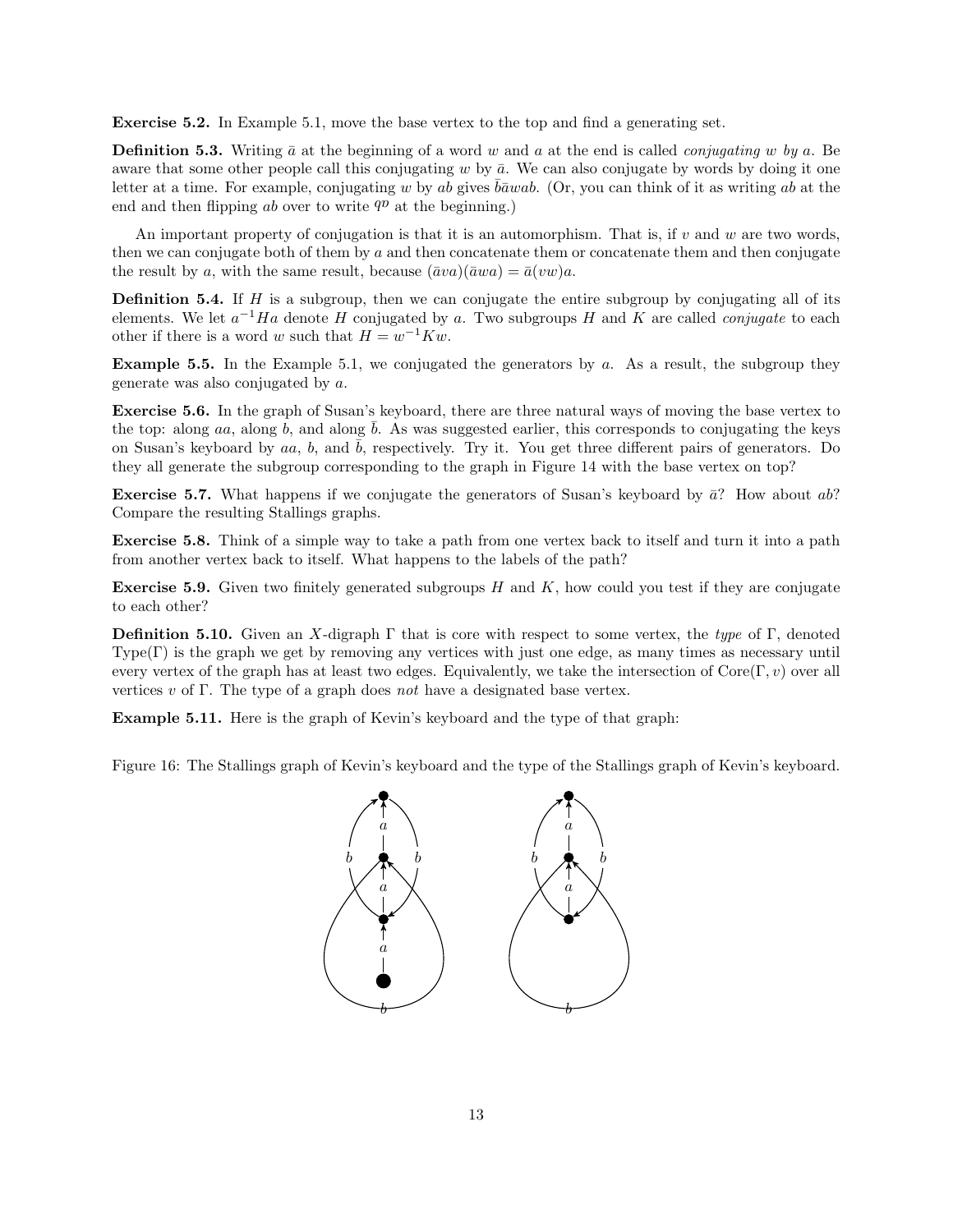**Exercise 5.2.** In Example 5.1, move the base vertex to the top and find a generating set.

**Definition 5.3.** Writing $\bar{a}$ at the beginning of a word $w$ and $a$ at the end is called *conjugating $w$ by $a$*. Be aware that some other people call this conjugating $w$ by $\bar{a}$. We can also conjugate by words by doing it one letter at a time. For example, conjugating $w$ by $ab$ gives $\bar{b}\bar{a}wab$. (Or, you can think of it as writing $ab$ at the end and then flipping $ab$ over to write $^{q}p$ at the beginning.)

An important property of conjugation is that it is an automorphism. That is, if $v$ and $w$ are two words, then we can conjugate both of them by $a$ and then concatenate them or concatenate them and then conjugate the result by $a$, with the same result, because $(\bar{a}va)(\bar{a}wa) = \bar{a}(vw)a$.

**Definition 5.4.** If $H$ is a subgroup, then we can conjugate the entire subgroup by conjugating all of its elements. We let $a^{-1}Ha$ denote $H$ conjugated by $a$. Two subgroups $H$ and $K$ are called *conjugate* to each other if there is a word $w$ such that $H = w^{-1}Kw$.

**Example 5.5.** In the Example 5.1, we conjugated the generators by $a$. As a result, the subgroup they generate was also conjugated by $a$.

**Exercise 5.6.** In the graph of Susan's keyboard, there are three natural ways of moving the base vertex to the top: along $aa$, along $b$, and along $\bar{b}$. As was suggested earlier, this corresponds to conjugating the keys on Susan's keyboard by $aa$, $b$, and $\bar{b}$, respectively. Try it. You get three different pairs of generators. Do they all generate the subgroup corresponding to the graph in Figure 14 with the base vertex on top?

**Exercise 5.7.** What happens if we conjugate the generators of Susan's keyboard by $\bar{a}$? How about $ab$? Compare the resulting Stallings graphs.

**Exercise 5.8.** Think of a simple way to take a path from one vertex back to itself and turn it into a path from another vertex back to itself. What happens to the labels of the path?

**Exercise 5.9.** Given two finitely generated subgroups $H$ and $K$, how could you test if they are conjugate to each other?

**Definition 5.10.** Given an $X$-digraph $\Gamma$ that is core with respect to some vertex, the *type* of $\Gamma$, denoted $\text{Type}(\Gamma)$ is the graph we get by removing any vertices with just one edge, as many times as necessary until every vertex of the graph has at least two edges. Equivalently, we take the intersection of $\text{Core}(\Gamma, v)$ over all vertices $v$ of $\Gamma$. The type of a graph does *not* have a designated base vertex.

**Example 5.11.** Here is the graph of Kevin's keyboard and the type of that graph:

Figure 16: The Stallings graph of Kevin's keyboard and the type of the Stallings graph of Kevin's keyboard.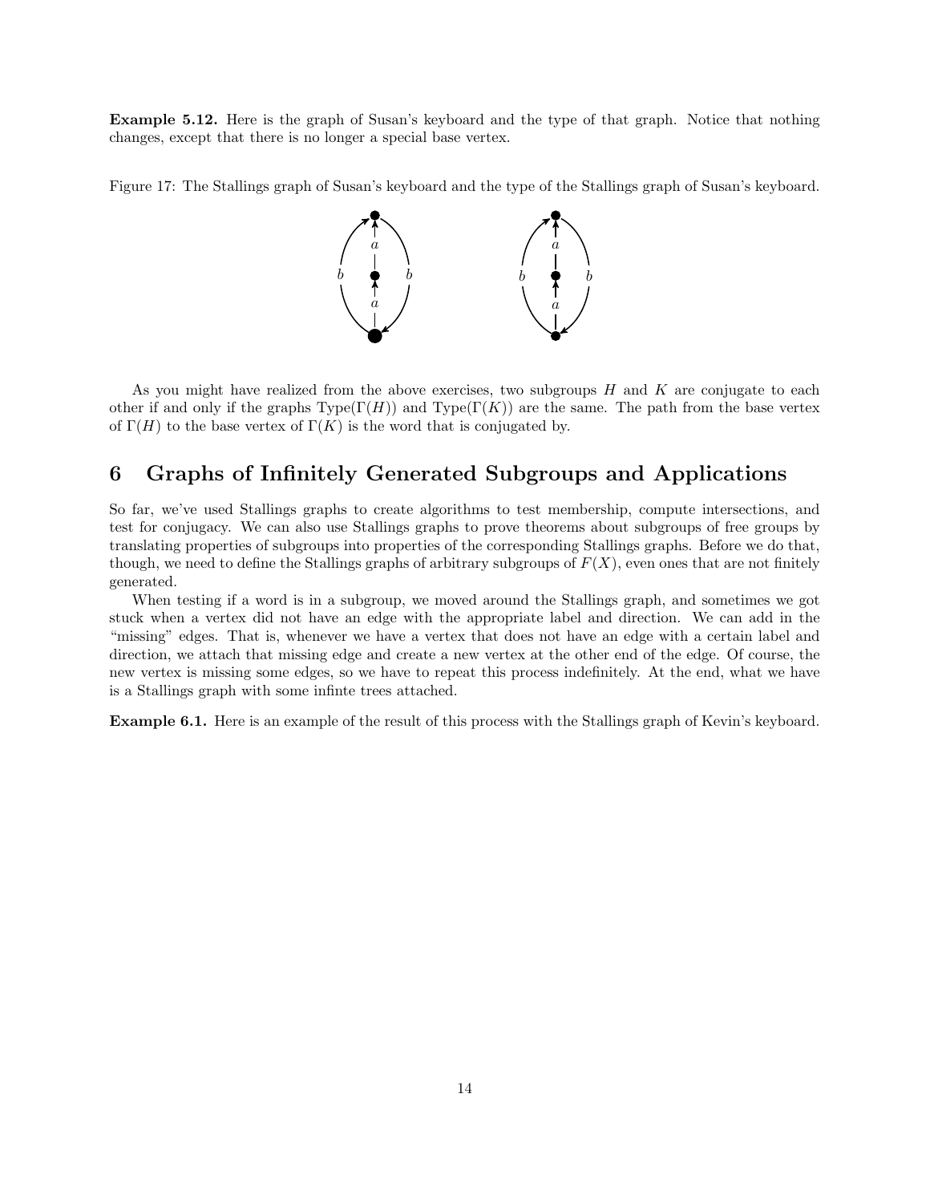**Example 5.12.** Here is the graph of Susan's keyboard and the type of that graph. Notice that nothing changes, except that there is no longer a special base vertex.

Figure 17: The Stallings graph of Susan's keyboard and the type of the Stallings graph of Susan's keyboard.

As you might have realized from the above exercises, two subgroups $H$ and $K$ are conjugate to each other if and only if the graphs $\text{Type}(\Gamma(H))$ and $\text{Type}(\Gamma(K))$ are the same. The path from the base vertex of $\Gamma(H)$ to the base vertex of $\Gamma(K)$ is the word that is conjugated by.

# 6 Graphs of Infinitely Generated Subgroups and Applications

So far, we've used Stallings graphs to create algorithms to test membership, compute intersections, and test for conjugacy. We can also use Stallings graphs to prove theorems about subgroups of free groups by translating properties of subgroups into properties of the corresponding Stallings graphs. Before we do that, though, we need to define the Stallings graphs of arbitrary subgroups of $F(X)$, even ones that are not finitely generated.

When testing if a word is in a subgroup, we moved around the Stallings graph, and sometimes we got stuck when a vertex did not have an edge with the appropriate label and direction. We can add in the "missing" edges. That is, whenever we have a vertex that does not have an edge with a certain label and direction, we attach that missing edge and create a new vertex at the other end of the edge. Of course, the new vertex is missing some edges, so we have to repeat this process indefinitely. At the end, what we have is a Stallings graph with some infinte trees attached.

**Example 6.1.** Here is an example of the result of this process with the Stallings graph of Kevin's keyboard.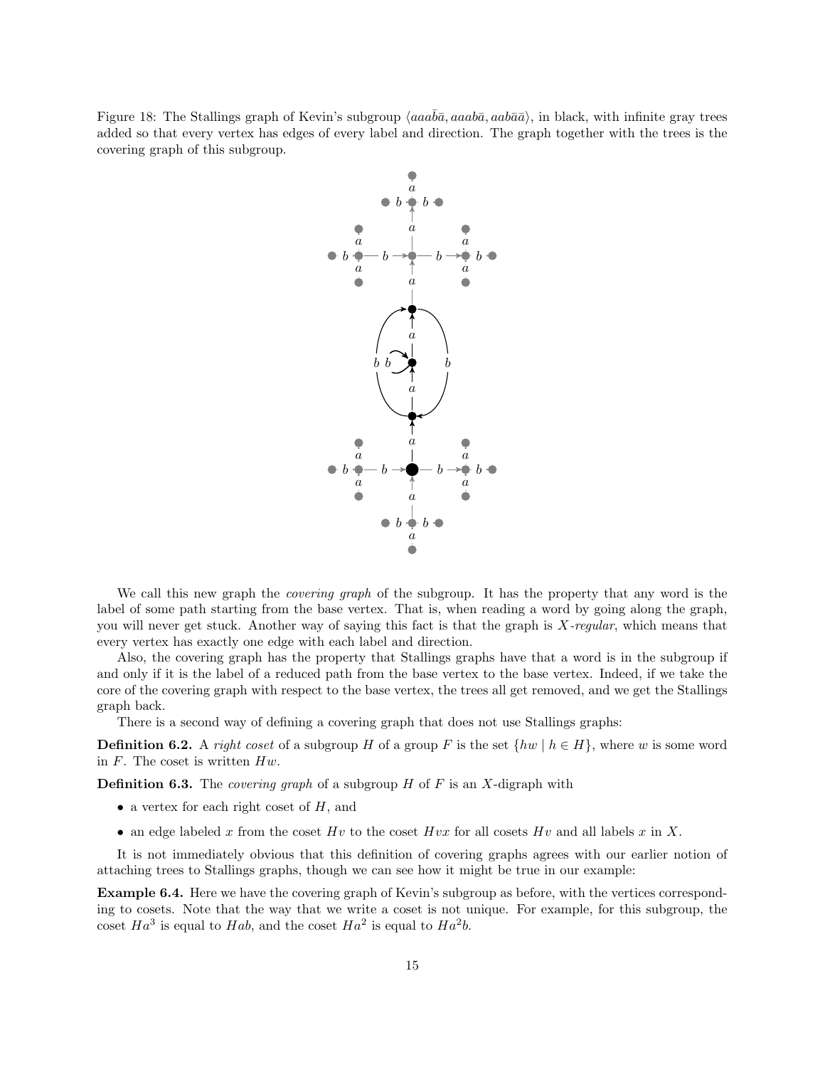Figure 18: The Stallings graph of Kevin's subgroup $\langle aaa\bar{b}\bar{a}, aaab\bar{a}, aab\bar{a}\bar{a}\rangle$, in black, with infinite gray trees added so that every vertex has edges of every label and direction. The graph together with the trees is the covering graph of this subgroup.

We call this new graph the *covering graph* of the subgroup. It has the property that any word is the label of some path starting from the base vertex. That is, when reading a word by going along the graph, you will never get stuck. Another way of saying this fact is that the graph is *X-regular*, which means that every vertex has exactly one edge with each label and direction.

Also, the covering graph has the property that Stallings graphs have that a word is in the subgroup if and only if it is the label of a reduced path from the base vertex to the base vertex. Indeed, if we take the core of the covering graph with respect to the base vertex, the trees all get removed, and we get the Stallings graph back.

There is a second way of defining a covering graph that does not use Stallings graphs:

**Definition 6.2.** A *right coset* of a subgroup $H$ of a group $F$ is the set $\{hw \mid h \in H\}$, where $w$ is some word in $F$. The coset is written $Hw$.

**Definition 6.3.** The *covering graph* of a subgroup $H$ of $F$ is an $X$-digraph with

- a vertex for each right coset of $H$, and
- an edge labeled $x$ from the coset $Hv$ to the coset $Hvx$ for all cosets $Hv$ and all labels $x$ in $X$.

It is not immediately obvious that this definition of covering graphs agrees with our earlier notion of attaching trees to Stallings graphs, though we can see how it might be true in our example:

**Example 6.4.** Here we have the covering graph of Kevin's subgroup as before, with the vertices corresponding to cosets. Note that the way that we write a coset is not unique. For example, for this subgroup, the coset $Ha^3$ is equal to $Hab$, and the coset $Ha^2$ is equal to $Ha^2b$.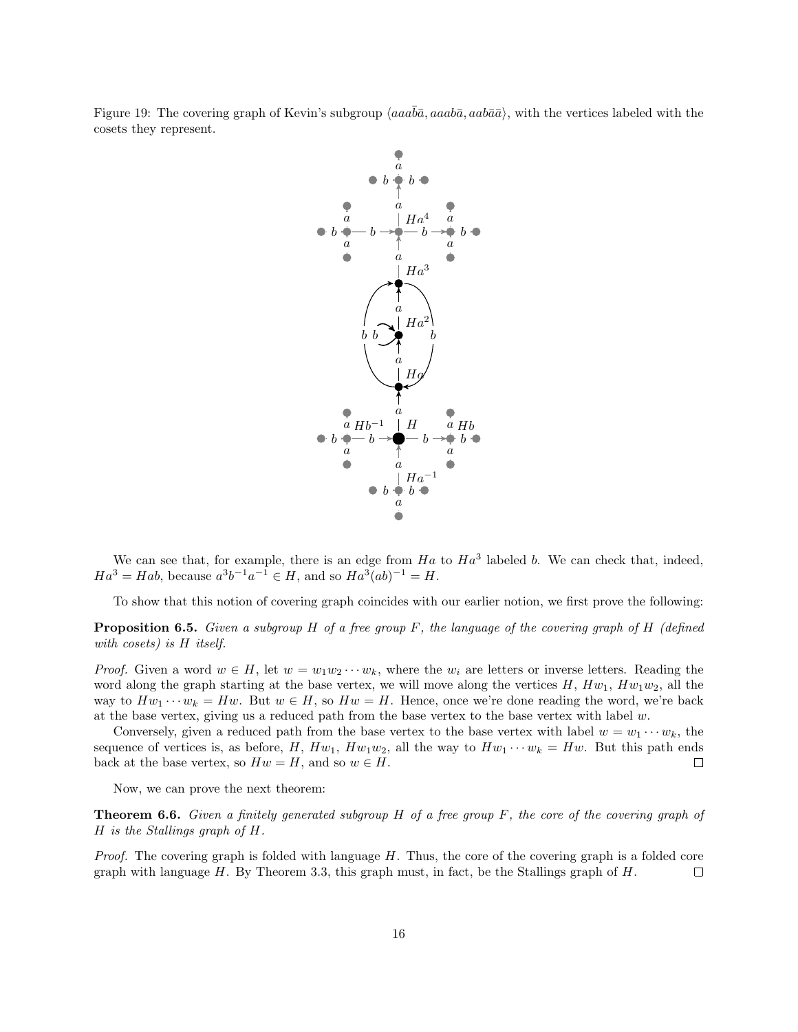Figure 19: The covering graph of Kevin's subgroup $\langle aaa\bar{b}\bar{a}, aaab\bar{a}, aab\bar{a}\bar{a}\rangle$, with the vertices labeled with the cosets they represent.

We can see that, for example, there is an edge from $Ha$ to $Ha^3$ labeled $b$. We can check that, indeed, $Ha^3 = Hab$, because $a^3b^{-1}a^{-1} \in H$, and so $Ha^3(ab)^{-1} = H$.

To show that this notion of covering graph coincides with our earlier notion, we first prove the following:

**Proposition 6.5.** *Given a subgroup $H$ of a free group $F$, the language of the covering graph of $H$ (defined with cosets) is $H$ itself.*

*Proof.* Given a word $w \in H$, let $w = w_1w_2\cdots w_k$, where the $w_i$ are letters or inverse letters. Reading the word along the graph starting at the base vertex, we will move along the vertices $H$, $Hw_1$, $Hw_1w_2$, all the way to $Hw_1\cdots w_k = Hw$. But $w \in H$, so $Hw = H$. Hence, once we're done reading the word, we're back at the base vertex, giving us a reduced path from the base vertex to the base vertex with label $w$.

Conversely, given a reduced path from the base vertex to the base vertex with label $w = w_1\cdots w_k$, the sequence of vertices is, as before, $H$, $Hw_1$, $Hw_1w_2$, all the way to $Hw_1\cdots w_k = Hw$. But this path ends back at the base vertex, so $Hw = H$, and so $w \in H$. □

Now, we can prove the next theorem:

**Theorem 6.6.** *Given a finitely generated subgroup $H$ of a free group $F$, the core of the covering graph of $H$ is the Stallings graph of $H$.*

*Proof.* The covering graph is folded with language $H$. Thus, the core of the covering graph is a folded core graph with language $H$. By Theorem 3.3, this graph must, in fact, be the Stallings graph of $H$. □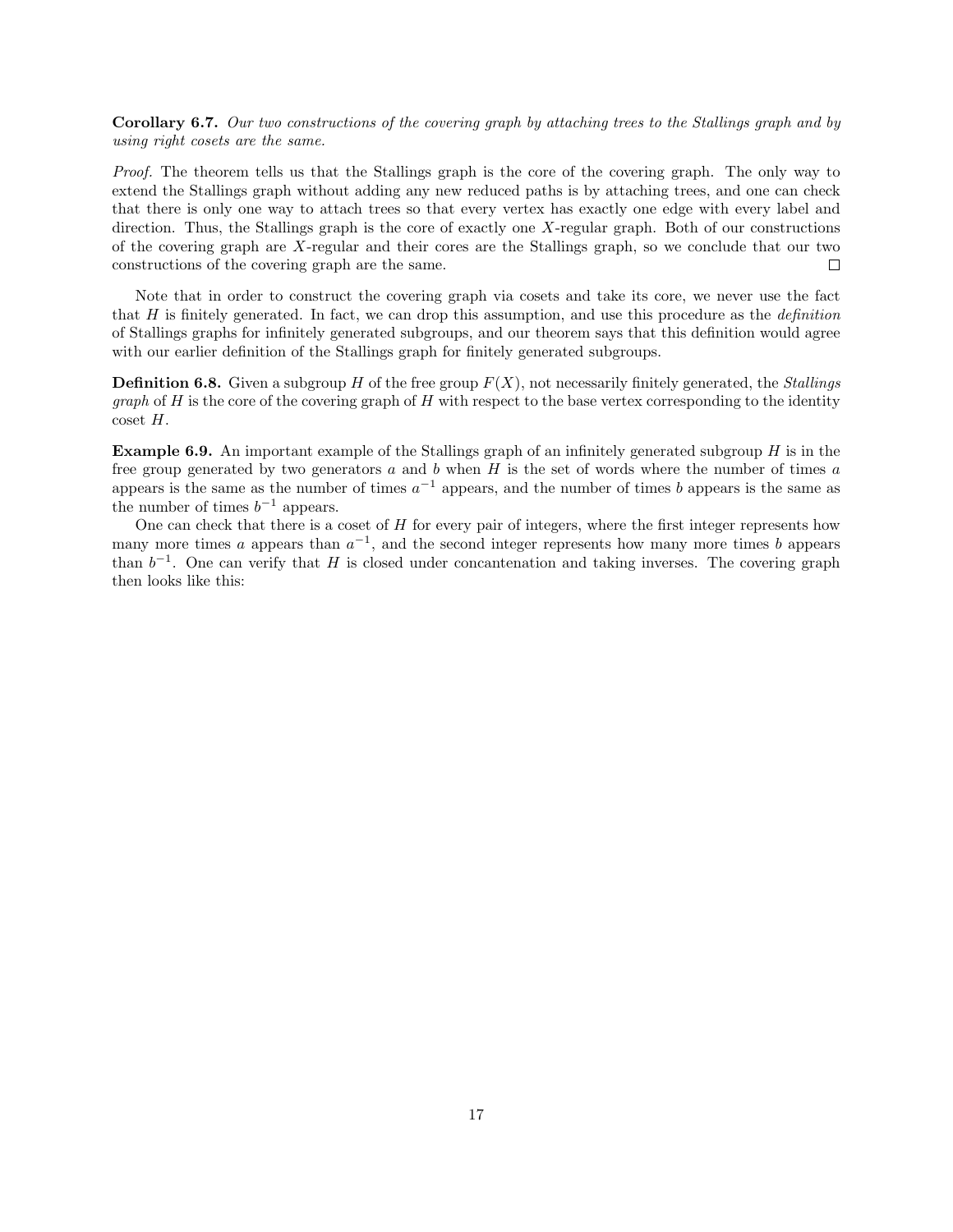**Corollary 6.7.** *Our two constructions of the covering graph by attaching trees to the Stallings graph and by using right cosets are the same.*

*Proof.* The theorem tells us that the Stallings graph is the core of the covering graph. The only way to extend the Stallings graph without adding any new reduced paths is by attaching trees, and one can check that there is only one way to attach trees so that every vertex has exactly one edge with every label and direction. Thus, the Stallings graph is the core of exactly one $X$-regular graph. Both of our constructions of the covering graph are $X$-regular and their cores are the Stallings graph, so we conclude that our two constructions of the covering graph are the same. □

Note that in order to construct the covering graph via cosets and take its core, we never use the fact that $H$ is finitely generated. In fact, we can drop this assumption, and use this procedure as the *definition* of Stallings graphs for infinitely generated subgroups, and our theorem says that this definition would agree with our earlier definition of the Stallings graph for finitely generated subgroups.

**Definition 6.8.** Given a subgroup $H$ of the free group $F(X)$, not necessarily finitely generated, the *Stallings graph* of $H$ is the core of the covering graph of $H$ with respect to the base vertex corresponding to the identity coset $H$.

**Example 6.9.** An important example of the Stallings graph of an infinitely generated subgroup $H$ is in the free group generated by two generators $a$ and $b$ when $H$ is the set of words where the number of times $a$ appears is the same as the number of times $a^{-1}$ appears, and the number of times $b$ appears is the same as the number of times $b^{-1}$ appears.

One can check that there is a coset of $H$ for every pair of integers, where the first integer represents how many more times $a$ appears than $a^{-1}$, and the second integer represents how many more times $b$ appears than $b^{-1}$. One can verify that $H$ is closed under concantenation and taking inverses. The covering graph then looks like this: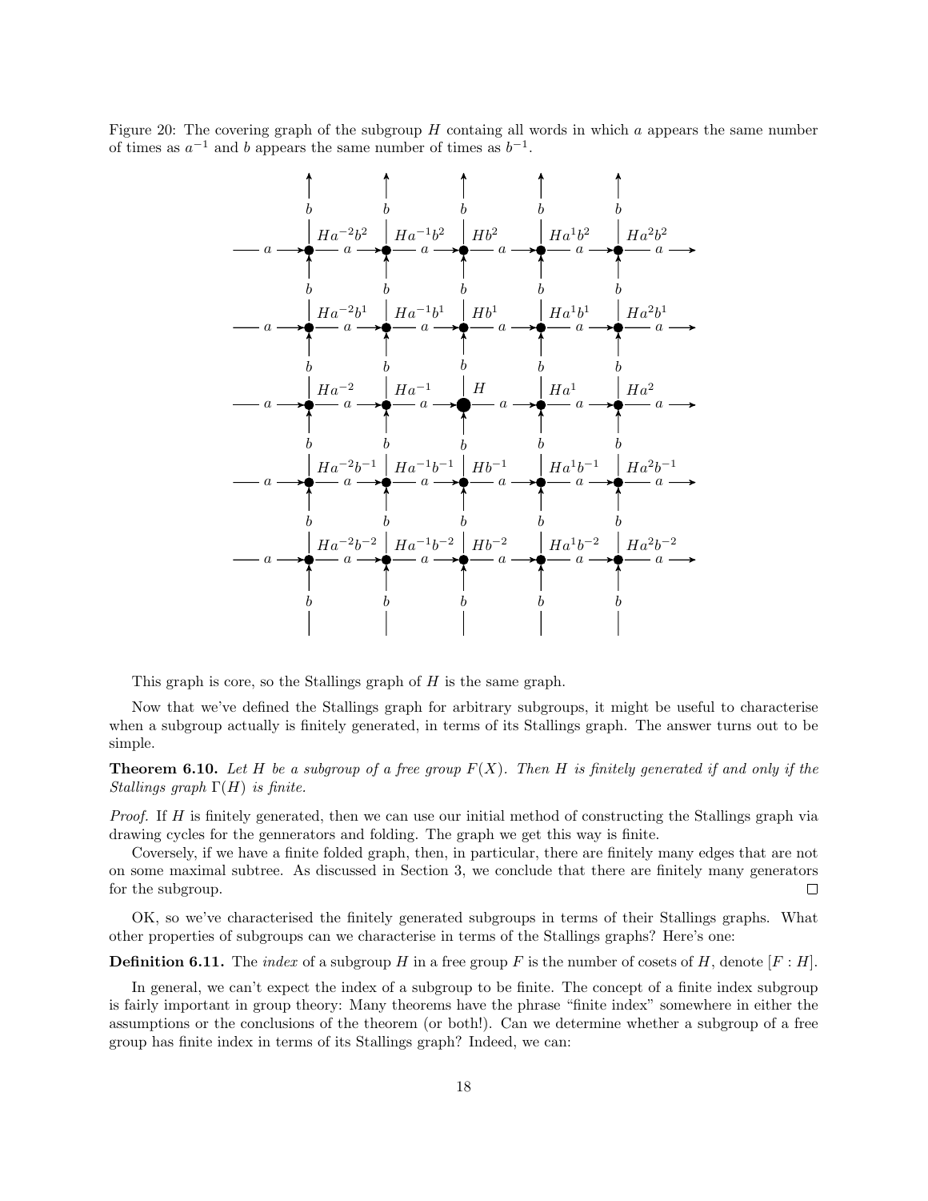Figure 20: The covering graph of the subgroup $H$ containg all words in which $a$ appears the same number of times as $a^{-1}$ and $b$ appears the same number of times as $b^{-1}$.

This graph is core, so the Stallings graph of $H$ is the same graph.

Now that we've defined the Stallings graph for arbitrary subgroups, it might be useful to characterise when a subgroup actually is finitely generated, in terms of its Stallings graph. The answer turns out to be simple.

**Theorem 6.10.** *Let $H$ be a subgroup of a free group $F(X)$. Then $H$ is finitely generated if and only if the Stallings graph $\Gamma(H)$ is finite.*

*Proof.* If $H$ is finitely generated, then we can use our initial method of constructing the Stallings graph via drawing cycles for the gennerators and folding. The graph we get this way is finite.

Coversely, if we have a finite folded graph, then, in particular, there are finitely many edges that are not on some maximal subtree. As discussed in Section 3, we conclude that there are finitely many generators for the subgroup. □

OK, so we've characterised the finitely generated subgroups in terms of their Stallings graphs. What other properties of subgroups can we characterise in terms of the Stallings graphs? Here's one:

**Definition 6.11.** The *index* of a subgroup $H$ in a free group $F$ is the number of cosets of $H$, denote $[F : H]$.

In general, we can't expect the index of a subgroup to be finite. The concept of a finite index subgroup is fairly important in group theory: Many theorems have the phrase "finite index" somewhere in either the assumptions or the conclusions of the theorem (or both!). Can we determine whether a subgroup of a free group has finite index in terms of its Stallings graph? Indeed, we can: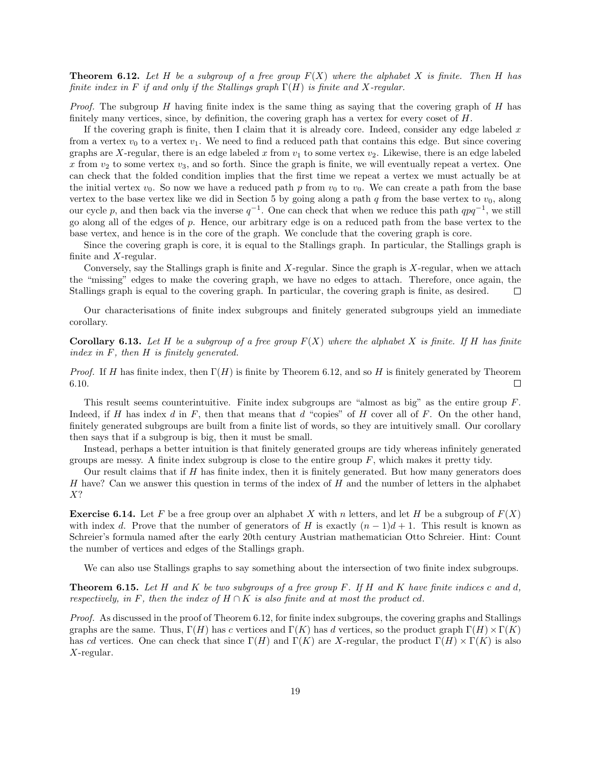**Theorem 6.12.** *Let $H$ be a subgroup of a free group $F(X)$ where the alphabet $X$ is finite. Then $H$ has finite index in $F$ if and only if the Stallings graph $\Gamma(H)$ is finite and $X$-regular.*

*Proof.* The subgroup $H$ having finite index is the same thing as saying that the covering graph of $H$ has finitely many vertices, since, by definition, the covering graph has a vertex for every coset of $H$.

If the covering graph is finite, then I claim that it is already core. Indeed, consider any edge labeled $x$ from a vertex $v_0$ to a vertex $v_1$. We need to find a reduced path that contains this edge. But since covering graphs are $X$-regular, there is an edge labeled $x$ from $v_1$ to some vertex $v_2$. Likewise, there is an edge labeled $x$ from $v_2$ to some vertex $v_3$, and so forth. Since the graph is finite, we will eventually repeat a vertex. One can check that the folded condition implies that the first time we repeat a vertex we must actually be at the initial vertex $v_0$. So now we have a reduced path $p$ from $v_0$ to $v_0$. We can create a path from the base vertex to the base vertex like we did in Section 5 by going along a path $q$ from the base vertex to $v_0$, along our cycle $p$, and then back via the inverse $q^{-1}$. One can check that when we reduce this path $qpq^{-1}$, we still go along all of the edges of $p$. Hence, our arbitrary edge is on a reduced path from the base vertex to the base vertex, and hence is in the core of the graph. We conclude that the covering graph is core.

Since the covering graph is core, it is equal to the Stallings graph. In particular, the Stallings graph is finite and $X$-regular.

Conversely, say the Stallings graph is finite and $X$-regular. Since the graph is $X$-regular, when we attach the "missing" edges to make the covering graph, we have no edges to attach. Therefore, once again, the Stallings graph is equal to the covering graph. In particular, the covering graph is finite, as desired. □

Our characterisations of finite index subgroups and finitely generated subgroups yield an immediate corollary.

**Corollary 6.13.** *Let $H$ be a subgroup of a free group $F(X)$ where the alphabet $X$ is finite. If $H$ has finite index in $F$, then $H$ is finitely generated.*

*Proof.* If $H$ has finite index, then $\Gamma(H)$ is finite by Theorem 6.12, and so $H$ is finitely generated by Theorem 6.10. □

This result seems counterintuitive. Finite index subgroups are "almost as big" as the entire group $F$. Indeed, if $H$ has index $d$ in $F$, then that means that $d$ "copies" of $H$ cover all of $F$. On the other hand, finitely generated subgroups are built from a finite list of words, so they are intuitively small. Our corollary then says that if a subgroup is big, then it must be small.

Instead, perhaps a better intuition is that finitely generated groups are tidy whereas infinitely generated groups are messy. A finite index subgroup is close to the entire group $F$, which makes it pretty tidy.

Our result claims that if $H$ has finite index, then it is finitely generated. But how many generators does $H$ have? Can we answer this question in terms of the index of $H$ and the number of letters in the alphabet $X$?

**Exercise 6.14.** Let $F$ be a free group over an alphabet $X$ with $n$ letters, and let $H$ be a subgroup of $F(X)$ with index $d$. Prove that the number of generators of $H$ is exactly $(n-1)d+1$. This result is known as Schreier's formula named after the early 20th century Austrian mathematician Otto Schreier. Hint: Count the number of vertices and edges of the Stallings graph.

We can also use Stallings graphs to say something about the intersection of two finite index subgroups.

**Theorem 6.15.** *Let $H$ and $K$ be two subgroups of a free group $F$. If $H$ and $K$ have finite indices $c$ and $d$, respectively, in $F$, then the index of $H \cap K$ is also finite and at most the product $cd$.*

*Proof.* As discussed in the proof of Theorem 6.12, for finite index subgroups, the covering graphs and Stallings graphs are the same. Thus, $\Gamma(H)$ has $c$ vertices and $\Gamma(K)$ has $d$ vertices, so the product graph $\Gamma(H) \times \Gamma(K)$ has $cd$ vertices. One can check that since $\Gamma(H)$ and $\Gamma(K)$ are $X$-regular, the product $\Gamma(H) \times \Gamma(K)$ is also $X$-regular.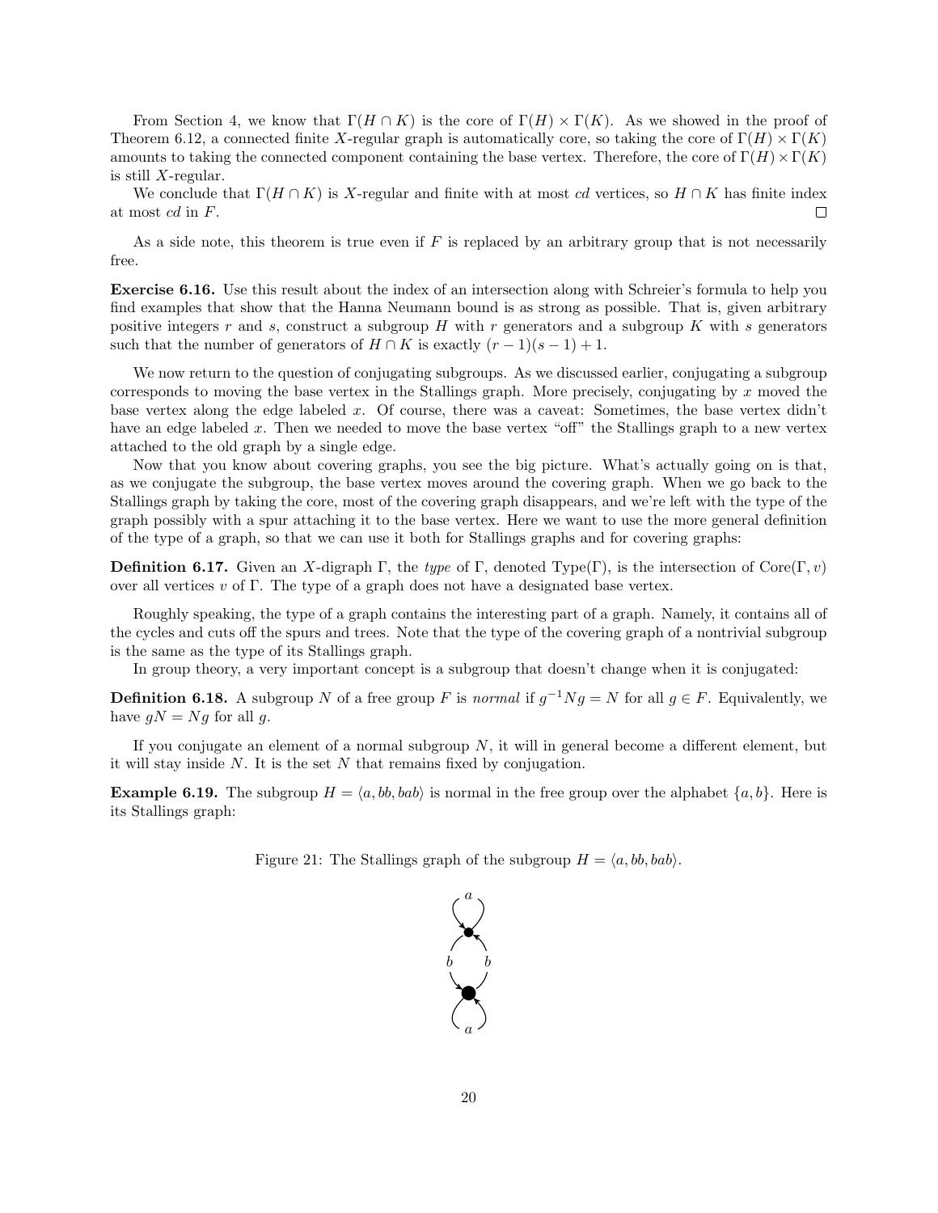From Section 4, we know that $\Gamma(H \cap K)$ is the core of $\Gamma(H) \times \Gamma(K)$. As we showed in the proof of Theorem 6.12, a connected finite $X$-regular graph is automatically core, so taking the core of $\Gamma(H) \times \Gamma(K)$ amounts to taking the connected component containing the base vertex. Therefore, the core of $\Gamma(H) \times \Gamma(K)$ is still $X$-regular.

We conclude that $\Gamma(H \cap K)$ is $X$-regular and finite with at most $cd$ vertices, so $H \cap K$ has finite index at most $cd$ in $F$. □

As a side note, this theorem is true even if $F$ is replaced by an arbitrary group that is not necessarily free.

**Exercise 6.16.** Use this result about the index of an intersection along with Schreier's formula to help you find examples that show that the Hanna Neumann bound is as strong as possible. That is, given arbitrary positive integers $r$ and $s$, construct a subgroup $H$ with $r$ generators and a subgroup $K$ with $s$ generators such that the number of generators of $H \cap K$ is exactly $(r-1)(s-1)+1$.

We now return to the question of conjugating subgroups. As we discussed earlier, conjugating a subgroup corresponds to moving the base vertex in the Stallings graph. More precisely, conjugating by $x$ moved the base vertex along the edge labeled $x$. Of course, there was a caveat: Sometimes, the base vertex didn't have an edge labeled $x$. Then we needed to move the base vertex "off" the Stallings graph to a new vertex attached to the old graph by a single edge.

Now that you know about covering graphs, you see the big picture. What's actually going on is that, as we conjugate the subgroup, the base vertex moves around the covering graph. When we go back to the Stallings graph by taking the core, most of the covering graph disappears, and we're left with the type of the graph possibly with a spur attaching it to the base vertex. Here we want to use the more general definition of the type of a graph, so that we can use it both for Stallings graphs and for covering graphs:

**Definition 6.17.** Given an $X$-digraph $\Gamma$, the *type* of $\Gamma$, denoted $\mathrm{Type}(\Gamma)$, is the intersection of $\mathrm{Core}(\Gamma, v)$ over all vertices $v$ of $\Gamma$. The type of a graph does not have a designated base vertex.

Roughly speaking, the type of a graph contains the interesting part of a graph. Namely, it contains all of the cycles and cuts off the spurs and trees. Note that the type of the covering graph of a nontrivial subgroup is the same as the type of its Stallings graph.

In group theory, a very important concept is a subgroup that doesn't change when it is conjugated:

**Definition 6.18.** A subgroup $N$ of a free group $F$ is *normal* if $g^{-1}Ng = N$ for all $g \in F$. Equivalently, we have $gN = Ng$ for all $g$.

If you conjugate an element of a normal subgroup $N$, it will in general become a different element, but it will stay inside $N$. It is the set $N$ that remains fixed by conjugation.

**Example 6.19.** The subgroup $H = \langle a, bb, bab \rangle$ is normal in the free group over the alphabet $\{a, b\}$. Here is its Stallings graph:

Figure 21: The Stallings graph of the subgroup $H = \langle a, bb, bab \rangle$.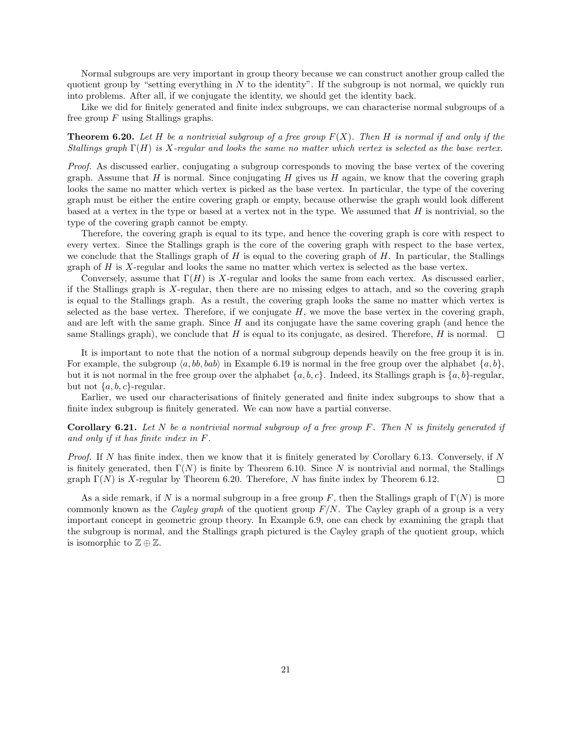Normal subgroups are very important in group theory because we can construct another group called the quotient group by "setting everything in $N$ to the identity". If the subgroup is not normal, we quickly run into problems. After all, if we conjugate the identity, we should get the identity back.

Like we did for finitely generated and finite index subgroups, we can characterise normal subgroups of a free group $F$ using Stallings graphs.

**Theorem 6.20.** *Let $H$ be a nontrivial subgroup of a free group $F(X)$. Then $H$ is normal if and only if the Stallings graph $\Gamma(H)$ is $X$-regular and looks the same no matter which vertex is selected as the base vertex.*

*Proof.* As discussed earlier, conjugating a subgroup corresponds to moving the base vertex of the covering graph. Assume that $H$ is normal. Since conjugating $H$ gives us $H$ again, we know that the covering graph looks the same no matter which vertex is picked as the base vertex. In particular, the type of the covering graph must be either the entire covering graph or empty, because otherwise the graph would look different based at a vertex in the type or based at a vertex not in the type. We assumed that $H$ is nontrivial, so the type of the covering graph cannot be empty.

Therefore, the covering graph is equal to its type, and hence the covering graph is core with respect to every vertex. Since the Stallings graph is the core of the covering graph with respect to the base vertex, we conclude that the Stallings graph of $H$ is equal to the covering graph of $H$. In particular, the Stallings graph of $H$ is $X$-regular and looks the same no matter which vertex is selected as the base vertex.

Conversely, assume that $\Gamma(H)$ is $X$-regular and looks the same from each vertex. As discussed earlier, if the Stallings graph is $X$-regular, then there are no missing edges to attach, and so the covering graph is equal to the Stallings graph. As a result, the covering graph looks the same no matter which vertex is selected as the base vertex. Therefore, if we conjugate $H$, we move the base vertex in the covering graph, and are left with the same graph. Since $H$ and its conjugate have the same covering graph (and hence the same Stallings graph), we conclude that $H$ is equal to its conjugate, as desired. Therefore, $H$ is normal. $\square$

It is important to note that the notion of a normal subgroup depends heavily on the free group it is in. For example, the subgroup $\langle a, bb, bab \rangle$ in Example 6.19 is normal in the free group over the alphabet $\{a, b\}$, but it is not normal in the free group over the alphabet $\{a, b, c\}$. Indeed, its Stallings graph is $\{a, b\}$-regular, but not $\{a, b, c\}$-regular.

Earlier, we used our characterisations of finitely generated and finite index subgroups to show that a finite index subgroup is finitely generated. We can now have a partial converse.

**Corollary 6.21.** *Let $N$ be a nontrivial normal subgroup of a free group $F$. Then $N$ is finitely generated if and only if it has finite index in $F$.*

*Proof.* If $N$ has finite index, then we know that it is finitely generated by Corollary 6.13. Conversely, if $N$ is finitely generated, then $\Gamma(N)$ is finite by Theorem 6.10. Since $N$ is nontrivial and normal, the Stallings graph $\Gamma(N)$ is $X$-regular by Theorem 6.20. Therefore, $N$ has finite index by Theorem 6.12. $\square$

As a side remark, if $N$ is a normal subgroup in a free group $F$, then the Stallings graph of $\Gamma(N)$ is more commonly known as the *Cayley graph* of the quotient group $F/N$. The Cayley graph of a group is a very important concept in geometric group theory. In Example 6.9, one can check by examining the graph that the subgroup is normal, and the Stallings graph pictured is the Cayley graph of the quotient group, which is isomorphic to $\mathbb{Z} \oplus \mathbb{Z}$.